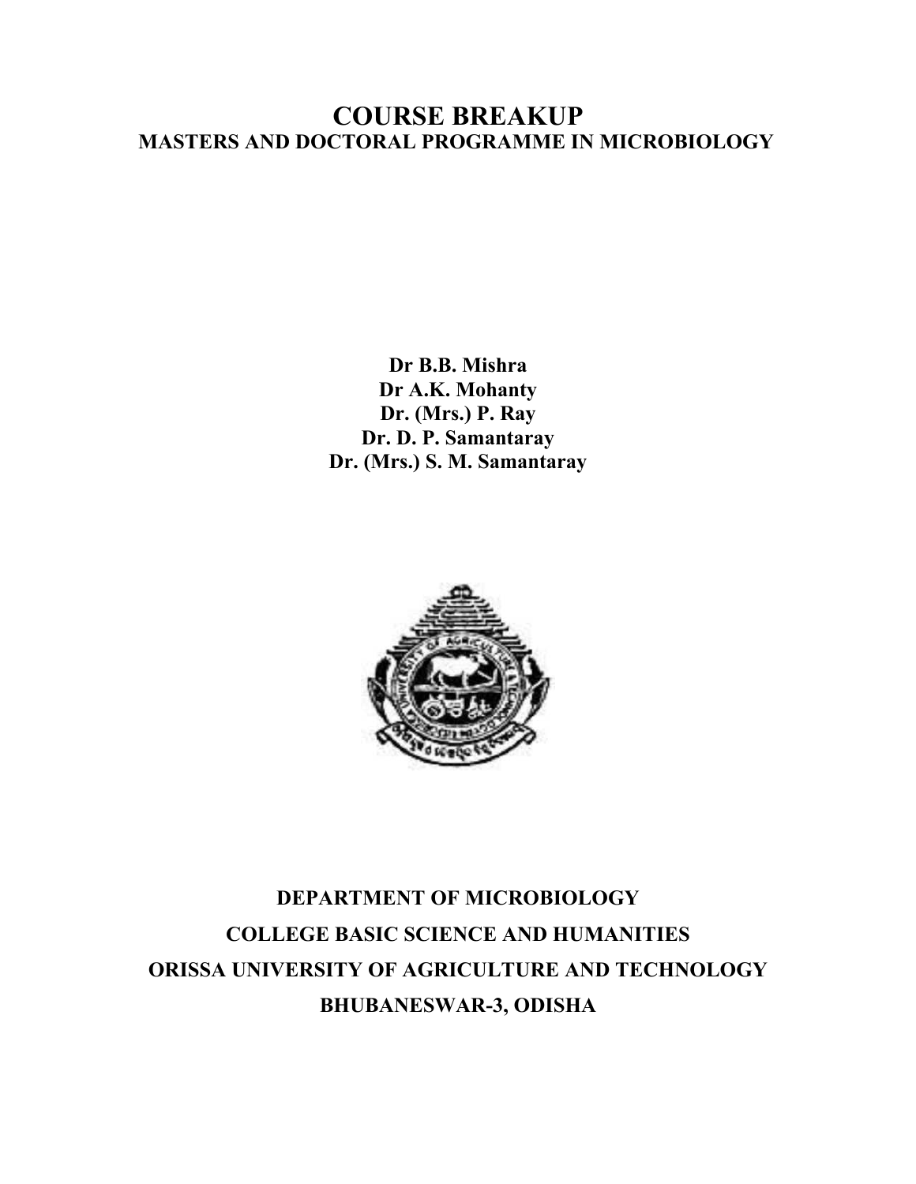# COURSE BREAKUP

## MASTERS AND DOCTORAL PROGRAMME IN MICROBIOLOGY

**Dr B.B. Mishra**
**Dr A.K. Mohanty**
**Dr. (Mrs.) P. Ray**
**Dr. D. P. Samantaray**
**Dr. (Mrs.) S. M. Samantaray**

**DEPARTMENT OF MICROBIOLOGY**
**COLLEGE BASIC SCIENCE AND HUMANITIES**
**ORISSA UNIVERSITY OF AGRICULTURE AND TECHNOLOGY**
**BHUBANESWAR-3, ODISHA**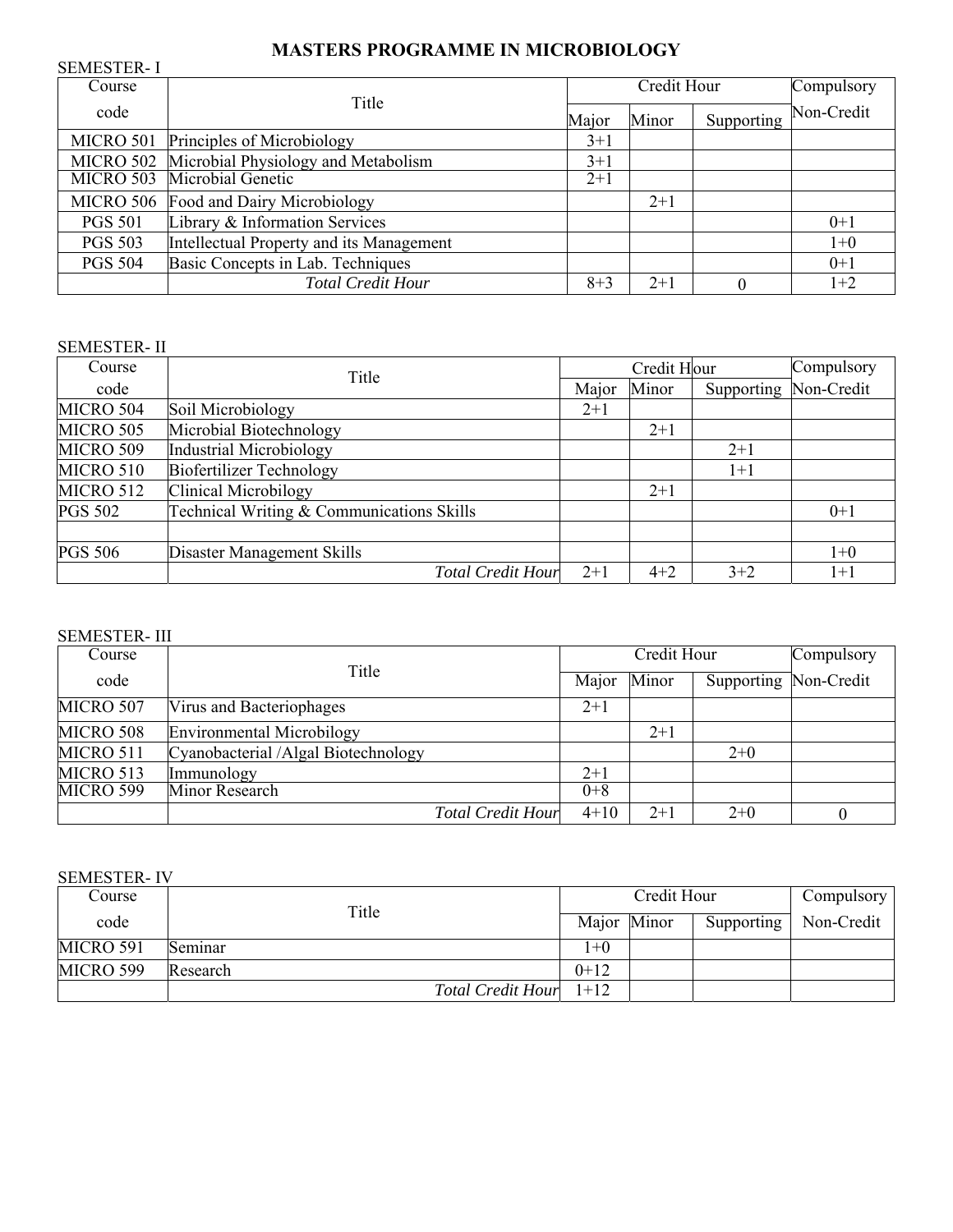# MASTERS PROGRAMME IN MICROBIOLOGY

SEMESTER- I

| Course code | Title | Credit Hour | | | Compulsory Non-Credit |
|---|---|---|---|---|---|
| | | Major | Minor | Supporting | |
| MICRO 501 | Principles of Microbiology | 3+1 | | | |
| MICRO 502 | Microbial Physiology and Metabolism | 3+1 | | | |
| MICRO 503 | Microbial Genetic | 2+1 | | | |
| MICRO 506 | Food and Dairy Microbiology | | 2+1 | | |
| PGS 501 | Library & Information Services | | | | 0+1 |
| PGS 503 | Intellectual Property and its Management | | | | 1+0 |
| PGS 504 | Basic Concepts in Lab. Techniques | | | | 0+1 |
| | *Total Credit Hour* | 8+3 | 2+1 | 0 | 1+2 |

SEMESTER- II

| Course code | Title | Credit Hour | | | Compulsory Non-Credit |
|---|---|---|---|---|---|
| | | Major | Minor | Supporting | |
| MICRO 504 | Soil Microbiology | 2+1 | | | |
| MICRO 505 | Microbial Biotechnology | | 2+1 | | |
| MICRO 509 | Industrial Microbiology | | | 2+1 | |
| MICRO 510 | Biofertilizer Technology | | | 1+1 | |
| MICRO 512 | Clinical Microbilogy | | 2+1 | | |
| PGS 502 | Technical Writing & Communications Skills | | | | 0+1 |
| | | | | | |
| PGS 506 | Disaster Management Skills | | | | 1+0 |
| | *Total Credit Hour* | 2+1 | 4+2 | 3+2 | 1+1 |

SEMESTER- III

| Course code | Title | Credit Hour | | | Compulsory Non-Credit |
|---|---|---|---|---|---|
| | | Major | Minor | Supporting | |
| MICRO 507 | Virus and Bacteriophages | 2+1 | | | |
| MICRO 508 | Environmental Microbilogy | | 2+1 | | |
| MICRO 511 | Cyanobacterial /Algal Biotechnology | | | 2+0 | |
| MICRO 513 | Immunology | 2+1 | | | |
| MICRO 599 | Minor Research | 0+8 | | | |
| | *Total Credit Hour* | 4+10 | 2+1 | 2+0 | 0 |

SEMESTER- IV

| Course code | Title | Credit Hour | | | Compulsory Non-Credit |
|---|---|---|---|---|---|
| | | Major | Minor | Supporting | |
| MICRO 591 | Seminar | 1+0 | | | |
| MICRO 599 | Research | 0+12 | | | |
| | *Total Credit Hour* | 1+12 | | | |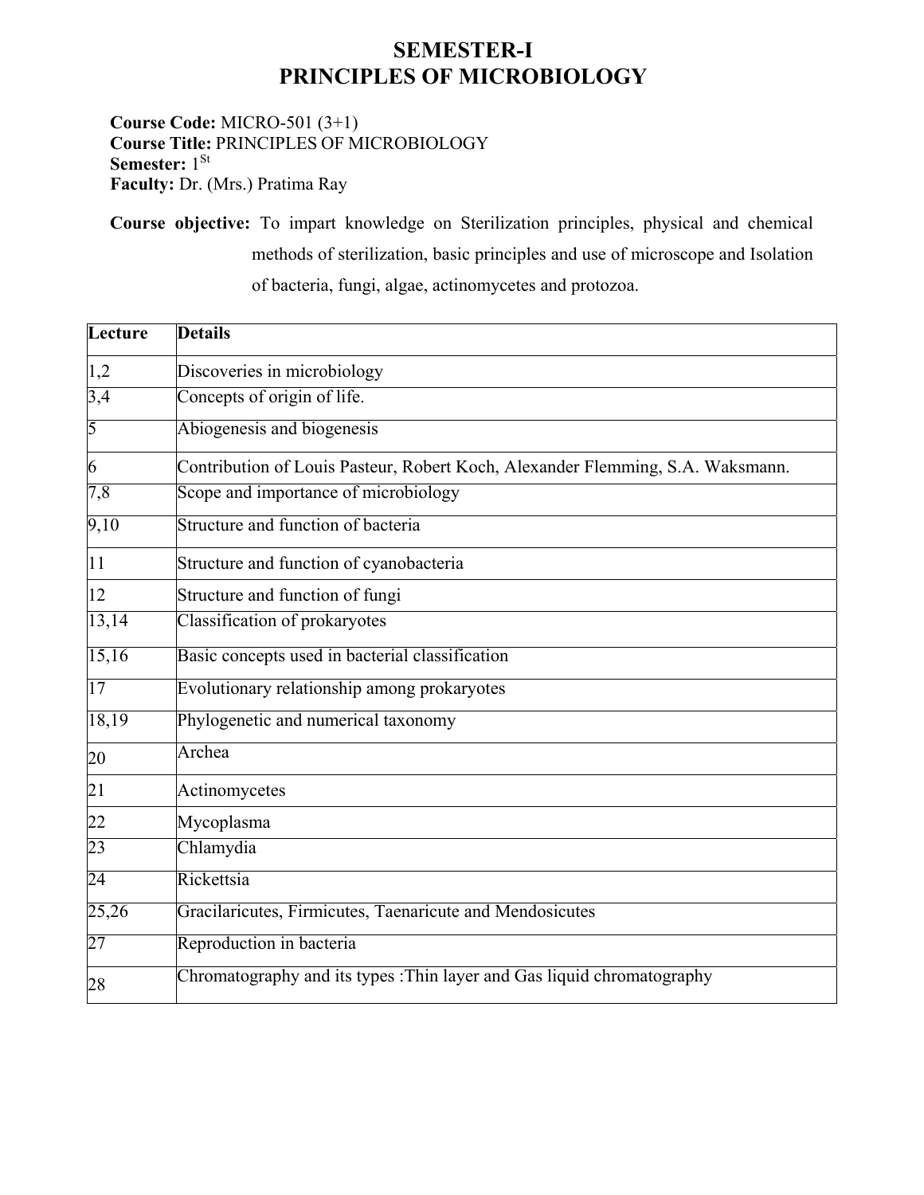# SEMESTER-I
# PRINCIPLES OF MICROBIOLOGY

**Course Code:** MICRO-501 (3+1)
**Course Title:** PRINCIPLES OF MICROBIOLOGY
**Semester:** 1[St]
**Faculty:** Dr. (Mrs.) Pratima Ray

**Course objective:** To impart knowledge on Sterilization principles, physical and chemical methods of sterilization, basic principles and use of microscope and Isolation of bacteria, fungi, algae, actinomycetes and protozoa.

| Lecture | Details |
|---|---|
| 1,2 | Discoveries in microbiology |
| 3,4 | Concepts of origin of life. |
| 5 | Abiogenesis and biogenesis |
| 6 | Contribution of Louis Pasteur, Robert Koch, Alexander Flemming, S.A. Waksmann. |
| 7,8 | Scope and importance of microbiology |
| 9,10 | Structure and function of bacteria |
| 11 | Structure and function of cyanobacteria |
| 12 | Structure and function of fungi |
| 13,14 | Classification of prokaryotes |
| 15,16 | Basic concepts used in bacterial classification |
| 17 | Evolutionary relationship among prokaryotes |
| 18,19 | Phylogenetic and numerical taxonomy |
| 20 | Archea |
| 21 | Actinomycetes |
| 22 | Mycoplasma |
| 23 | Chlamydia |
| 24 | Rickettsia |
| 25,26 | Gracilaricutes, Firmicutes, Taenaricute and Mendosicutes |
| 27 | Reproduction in bacteria |
| 28 | Chromatography and its types :Thin layer and Gas liquid chromatography |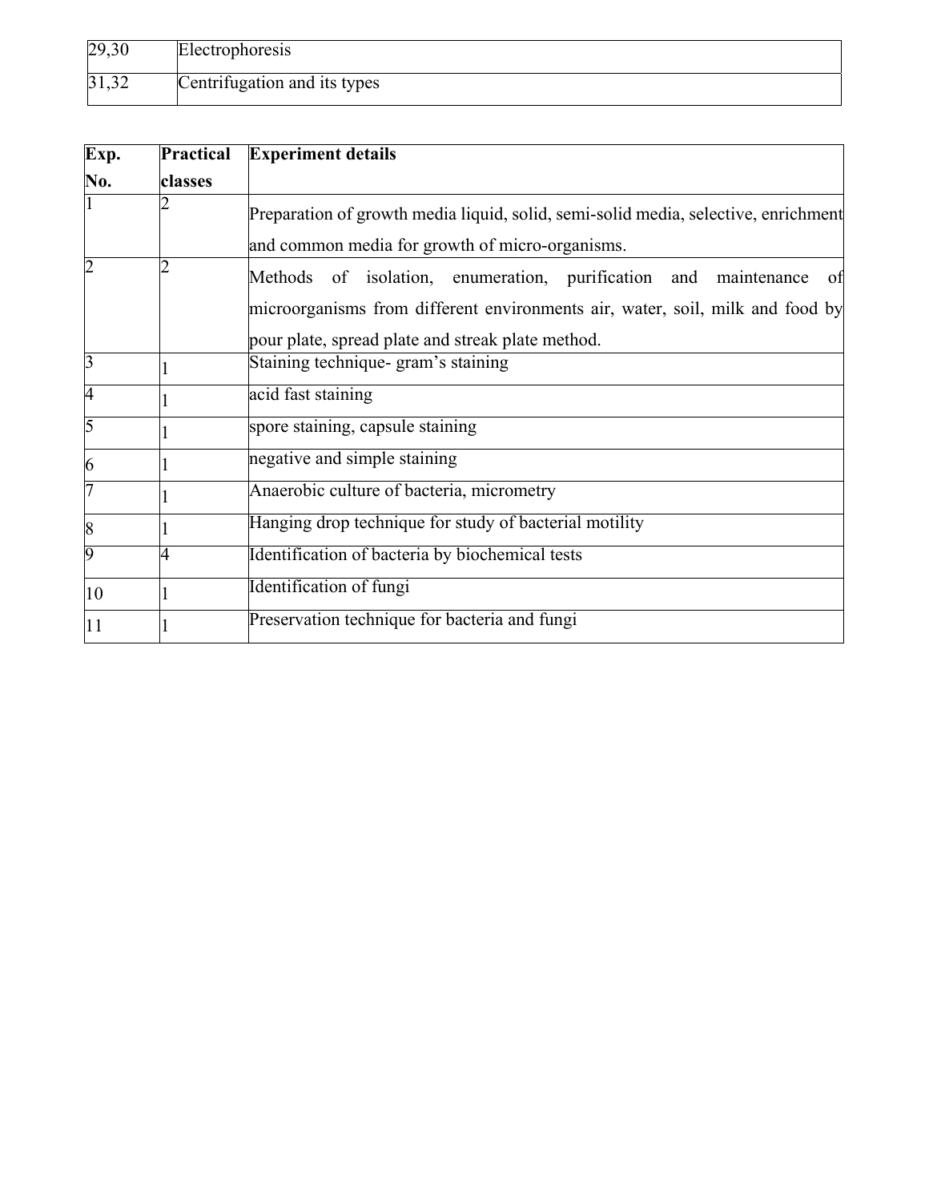| | |
|---|---|
| 29,30 | Electrophoresis |
| 31,32 | Centrifugation and its types |

| Exp. No. | Practical classes | Experiment details |
|---|---|---|
| 1 | 2 | Preparation of growth media liquid, solid, semi-solid media, selective, enrichment and common media for growth of micro-organisms. |
| 2 | 2 | Methods of isolation, enumeration, purification and maintenance of microorganisms from different environments air, water, soil, milk and food by pour plate, spread plate and streak plate method. |
| 3 | 1 | Staining technique- gram's staining |
| 4 | 1 | acid fast staining |
| 5 | 1 | spore staining, capsule staining |
| 6 | 1 | negative and simple staining |
| 7 | 1 | Anaerobic culture of bacteria, micrometry |
| 8 | 1 | Hanging drop technique for study of bacterial motility |
| 9 | 4 | Identification of bacteria by biochemical tests |
| 10 | 1 | Identification of fungi |
| 11 | 1 | Preservation technique for bacteria and fungi |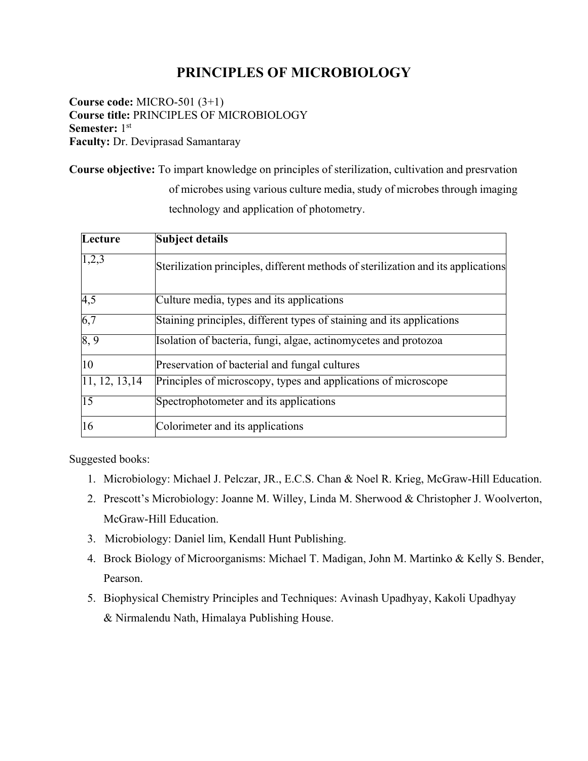# PRINCIPLES OF MICROBIOLOGY

**Course code:** MICRO-501 (3+1)
**Course title:** PRINCIPLES OF MICROBIOLOGY
**Semester:** 1st
**Faculty:** Dr. Deviprasad Samantaray

**Course objective:** To impart knowledge on principles of sterilization, cultivation and presrvation of microbes using various culture media, study of microbes through imaging technology and application of photometry.

| Lecture | Subject details |
|---|---|
| 1,2,3 | Sterilization principles, different methods of sterilization and its applications |
| 4,5 | Culture media, types and its applications |
| 6,7 | Staining principles, different types of staining and its applications |
| 8, 9 | Isolation of bacteria, fungi, algae, actinomycetes and protozoa |
| 10 | Preservation of bacterial and fungal cultures |
| 11, 12, 13,14 | Principles of microscopy, types and applications of microscope |
| 15 | Spectrophotometer and its applications |
| 16 | Colorimeter and its applications |

Suggested books:

1. Microbiology: Michael J. Pelczar, JR., E.C.S. Chan & Noel R. Krieg, McGraw-Hill Education.
2. Prescott's Microbiology: Joanne M. Willey, Linda M. Sherwood & Christopher J. Woolverton, McGraw-Hill Education.
3. Microbiology: Daniel lim, Kendall Hunt Publishing.
4. Brock Biology of Microorganisms: Michael T. Madigan, John M. Martinko & Kelly S. Bender, Pearson.
5. Biophysical Chemistry Principles and Techniques: Avinash Upadhyay, Kakoli Upadhyay & Nirmalendu Nath, Himalaya Publishing House.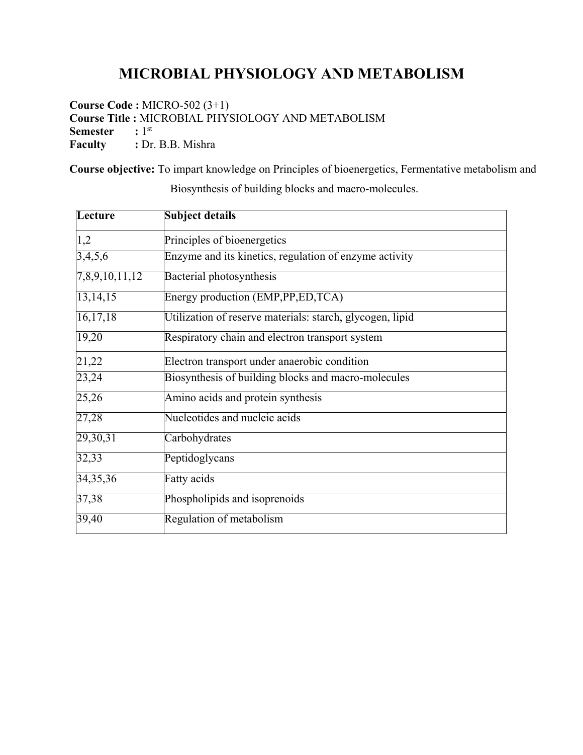# MICROBIAL PHYSIOLOGY AND METABOLISM

**Course Code :** MICRO-502 (3+1)
**Course Title :** MICROBIAL PHYSIOLOGY AND METABOLISM
**Semester :** 1st
**Faculty :** Dr. B.B. Mishra

**Course objective:** To impart knowledge on Principles of bioenergetics, Fermentative metabolism and Biosynthesis of building blocks and macro-molecules.

| Lecture | Subject details |
|---|---|
| 1,2 | Principles of bioenergetics |
| 3,4,5,6 | Enzyme and its kinetics, regulation of enzyme activity |
| 7,8,9,10,11,12 | Bacterial photosynthesis |
| 13,14,15 | Energy production (EMP,PP,ED,TCA) |
| 16,17,18 | Utilization of reserve materials: starch, glycogen, lipid |
| 19,20 | Respiratory chain and electron transport system |
| 21,22 | Electron transport under anaerobic condition |
| 23,24 | Biosynthesis of building blocks and macro-molecules |
| 25,26 | Amino acids and protein synthesis |
| 27,28 | Nucleotides and nucleic acids |
| 29,30,31 | Carbohydrates |
| 32,33 | Peptidoglycans |
| 34,35,36 | Fatty acids |
| 37,38 | Phospholipids and isoprenoids |
| 39,40 | Regulation of metabolism |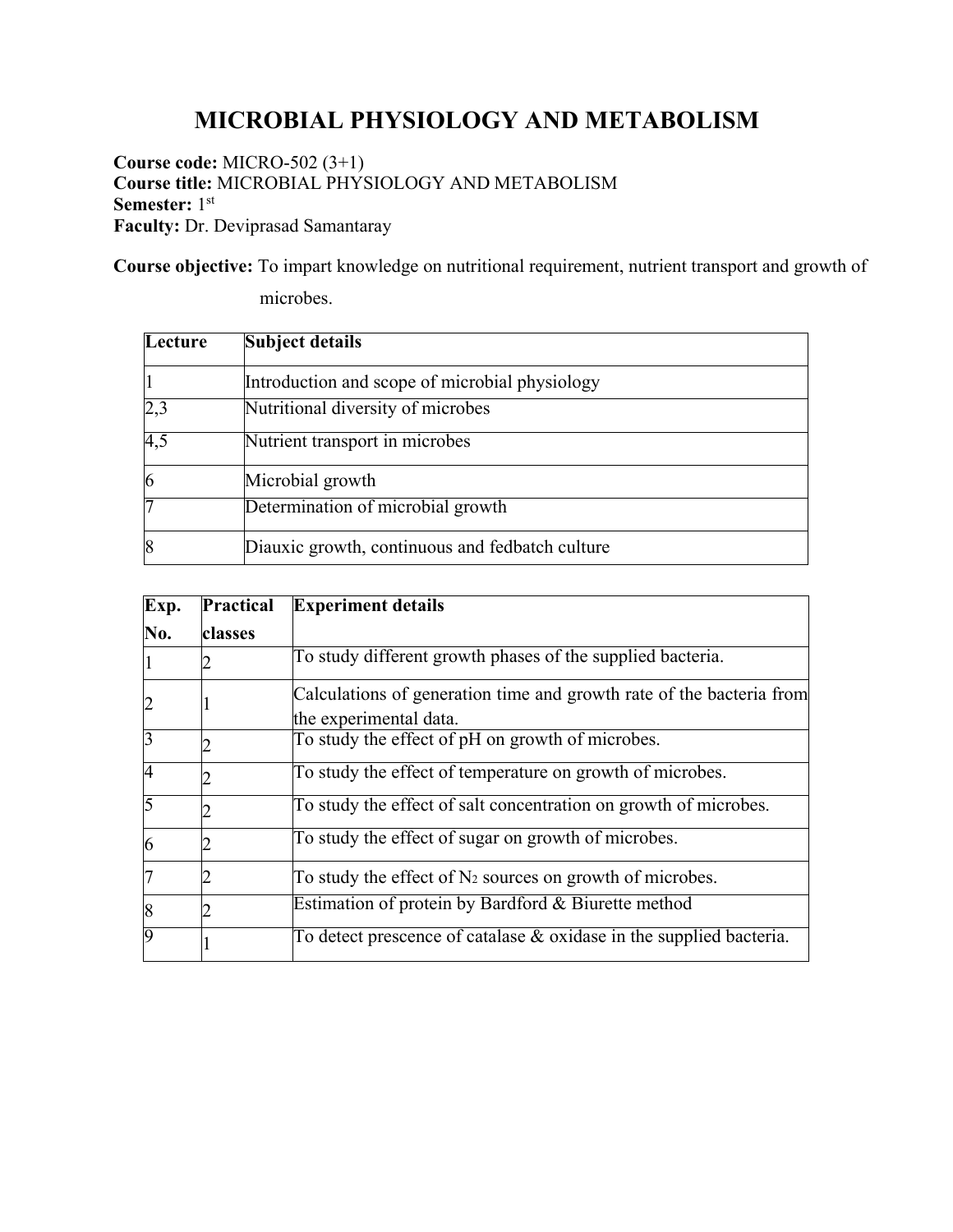# MICROBIAL PHYSIOLOGY AND METABOLISM

**Course code:** MICRO-502 (3+1)
**Course title:** MICROBIAL PHYSIOLOGY AND METABOLISM
**Semester:** 1st
**Faculty:** Dr. Deviprasad Samantaray

**Course objective:** To impart knowledge on nutritional requirement, nutrient transport and growth of microbes.

| Lecture | Subject details |
|---|---|
| 1 | Introduction and scope of microbial physiology |
| 2,3 | Nutritional diversity of microbes |
| 4,5 | Nutrient transport in microbes |
| 6 | Microbial growth |
| 7 | Determination of microbial growth |
| 8 | Diauxic growth, continuous and fedbatch culture |

| Exp. No. | Practical classes | Experiment details |
|---|---|---|
| 1 | 2 | To study different growth phases of the supplied bacteria. |
| 2 | 1 | Calculations of generation time and growth rate of the bacteria from the experimental data. |
| 3 | 2 | To study the effect of pH on growth of microbes. |
| 4 | 2 | To study the effect of temperature on growth of microbes. |
| 5 | 2 | To study the effect of salt concentration on growth of microbes. |
| 6 | 2 | To study the effect of sugar on growth of microbes. |
| 7 | 2 | To study the effect of $N_2$ sources on growth of microbes. |
| 8 | 2 | Estimation of protein by Bardford & Biurette method |
| 9 | 1 | To detect prescence of catalase & oxidase in the supplied bacteria. |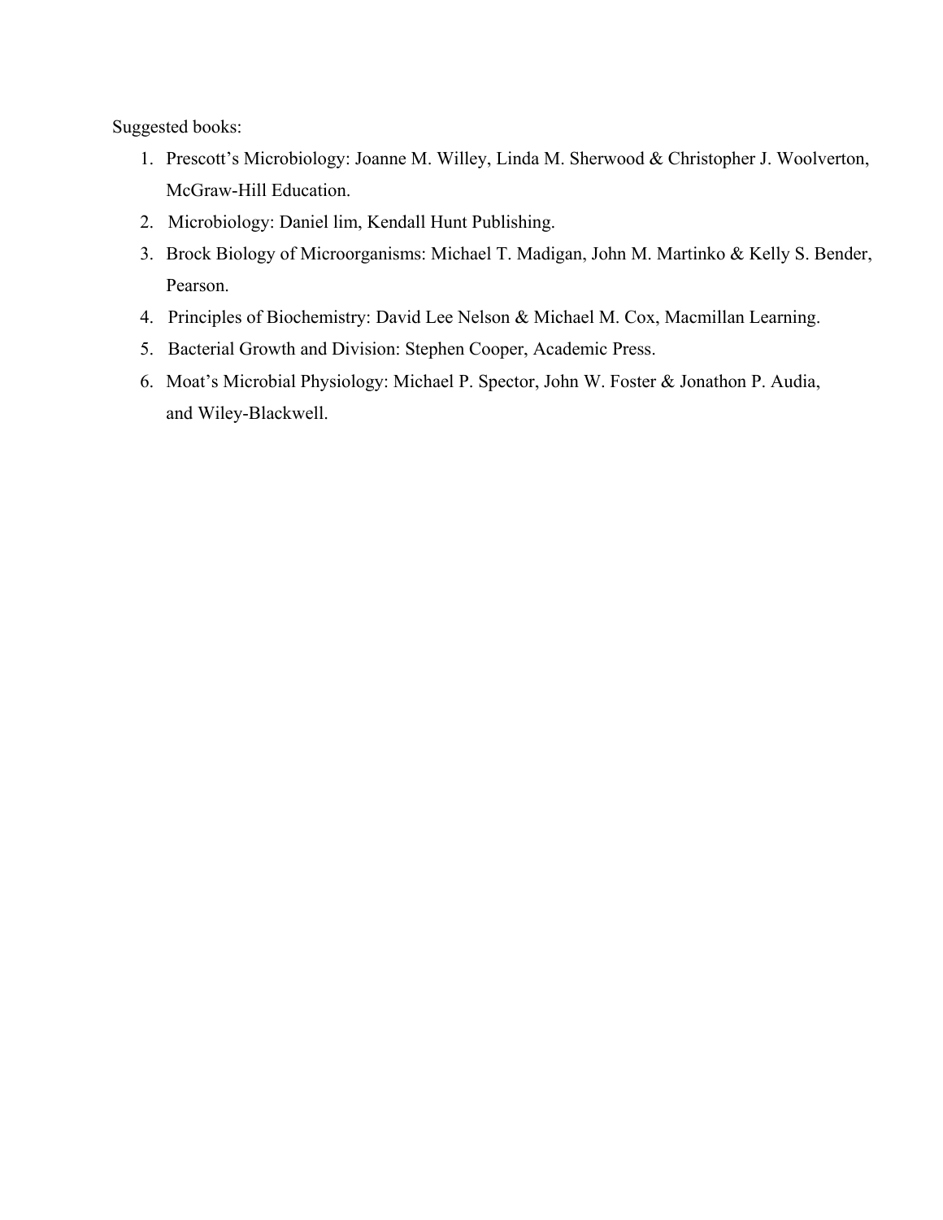Suggested books:

1. Prescott's Microbiology: Joanne M. Willey, Linda M. Sherwood & Christopher J. Woolverton, McGraw-Hill Education.
2. Microbiology: Daniel lim, Kendall Hunt Publishing.
3. Brock Biology of Microorganisms: Michael T. Madigan, John M. Martinko & Kelly S. Bender, Pearson.
4. Principles of Biochemistry: David Lee Nelson & Michael M. Cox, Macmillan Learning.
5. Bacterial Growth and Division: Stephen Cooper, Academic Press.
6. Moat's Microbial Physiology: Michael P. Spector, John W. Foster & Jonathon P. Audia, and Wiley-Blackwell.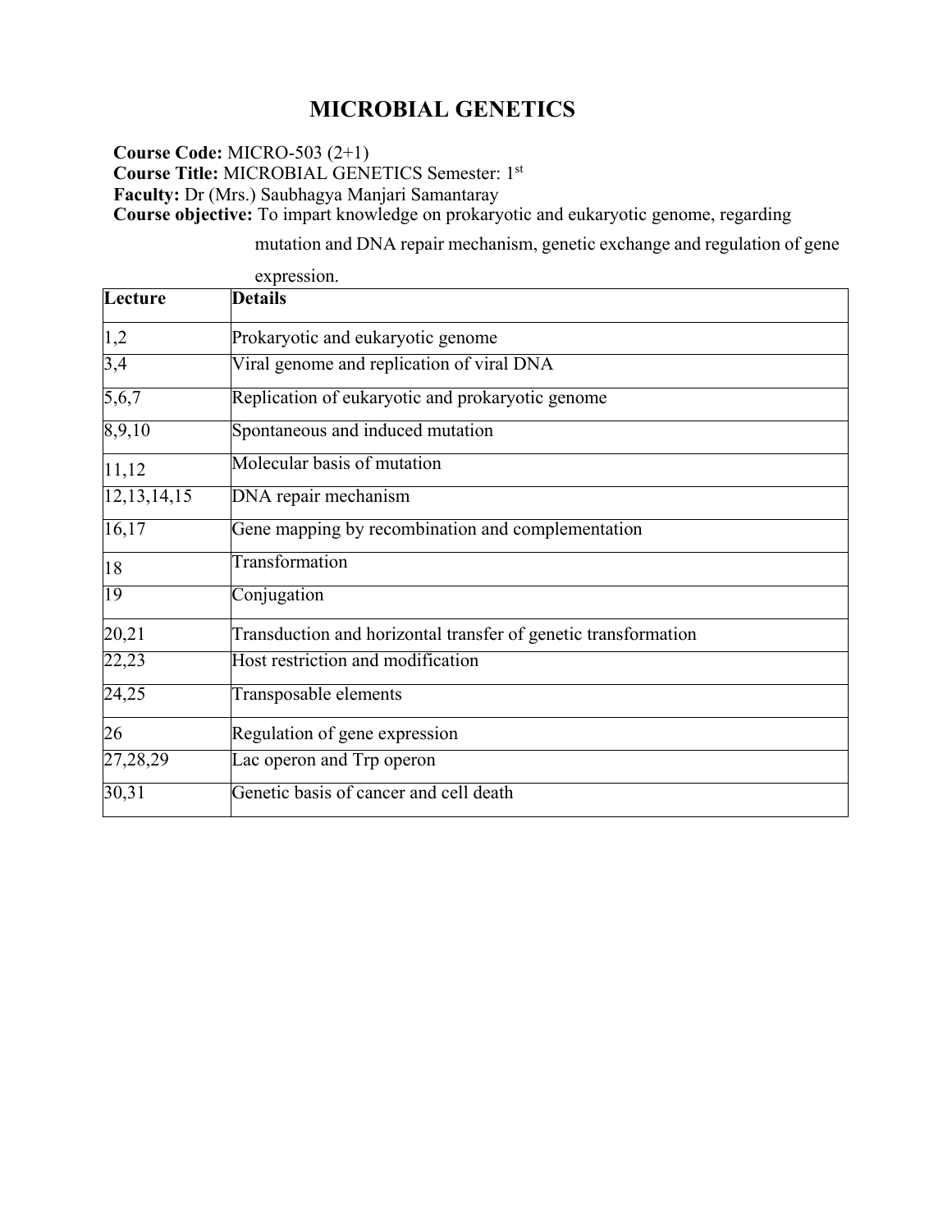# MICROBIAL GENETICS

**Course Code:** MICRO-503 (2+1)
**Course Title:** MICROBIAL GENETICS Semester: 1st
**Faculty:** Dr (Mrs.) Saubhagya Manjari Samantaray
**Course objective:** To impart knowledge on prokaryotic and eukaryotic genome, regarding mutation and DNA repair mechanism, genetic exchange and regulation of gene expression.

| Lecture | Details |
|---|---|
| 1,2 | Prokaryotic and eukaryotic genome |
| 3,4 | Viral genome and replication of viral DNA |
| 5,6,7 | Replication of eukaryotic and prokaryotic genome |
| 8,9,10 | Spontaneous and induced mutation |
| 11,12 | Molecular basis of mutation |
| 12,13,14,15 | DNA repair mechanism |
| 16,17 | Gene mapping by recombination and complementation |
| 18 | Transformation |
| 19 | Conjugation |
| 20,21 | Transduction and horizontal transfer of genetic transformation |
| 22,23 | Host restriction and modification |
| 24,25 | Transposable elements |
| 26 | Regulation of gene expression |
| 27,28,29 | Lac operon and Trp operon |
| 30,31 | Genetic basis of cancer and cell death |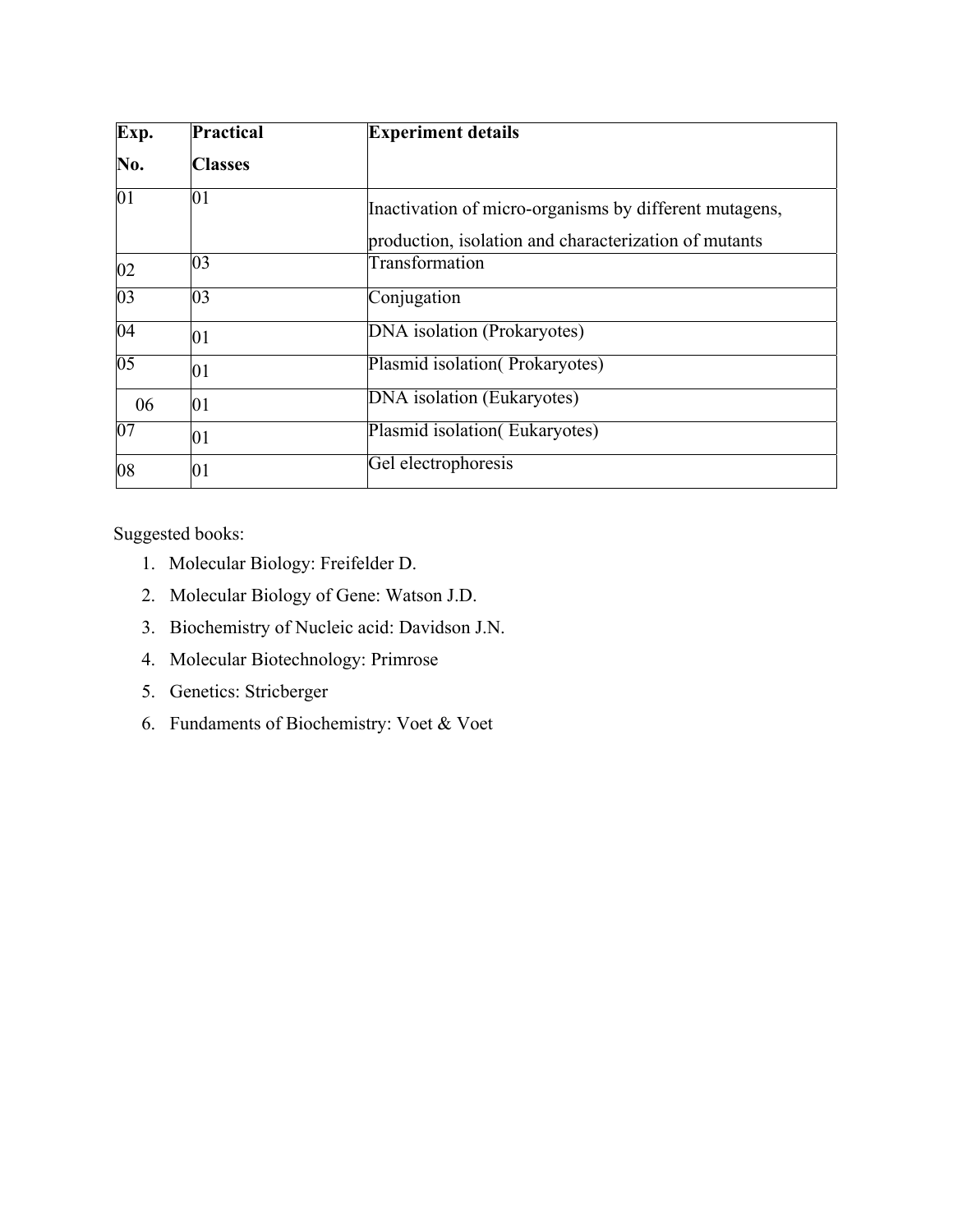| Exp. No. | Practical Classes | Experiment details |
|---|---|---|
| 01 | 01 | Inactivation of micro-organisms by different mutagens, production, isolation and characterization of mutants |
| 02 | 03 | Transformation |
| 03 | 03 | Conjugation |
| 04 | 01 | DNA isolation (Prokaryotes) |
| 05 | 01 | Plasmid isolation( Prokaryotes) |
| 06 | 01 | DNA isolation (Eukaryotes) |
| 07 | 01 | Plasmid isolation( Eukaryotes) |
| 08 | 01 | Gel electrophoresis |

Suggested books:

1. Molecular Biology: Freifelder D.
2. Molecular Biology of Gene: Watson J.D.
3. Biochemistry of Nucleic acid: Davidson J.N.
4. Molecular Biotechnology: Primrose
5. Genetics: Stricberger
6. Fundaments of Biochemistry: Voet & Voet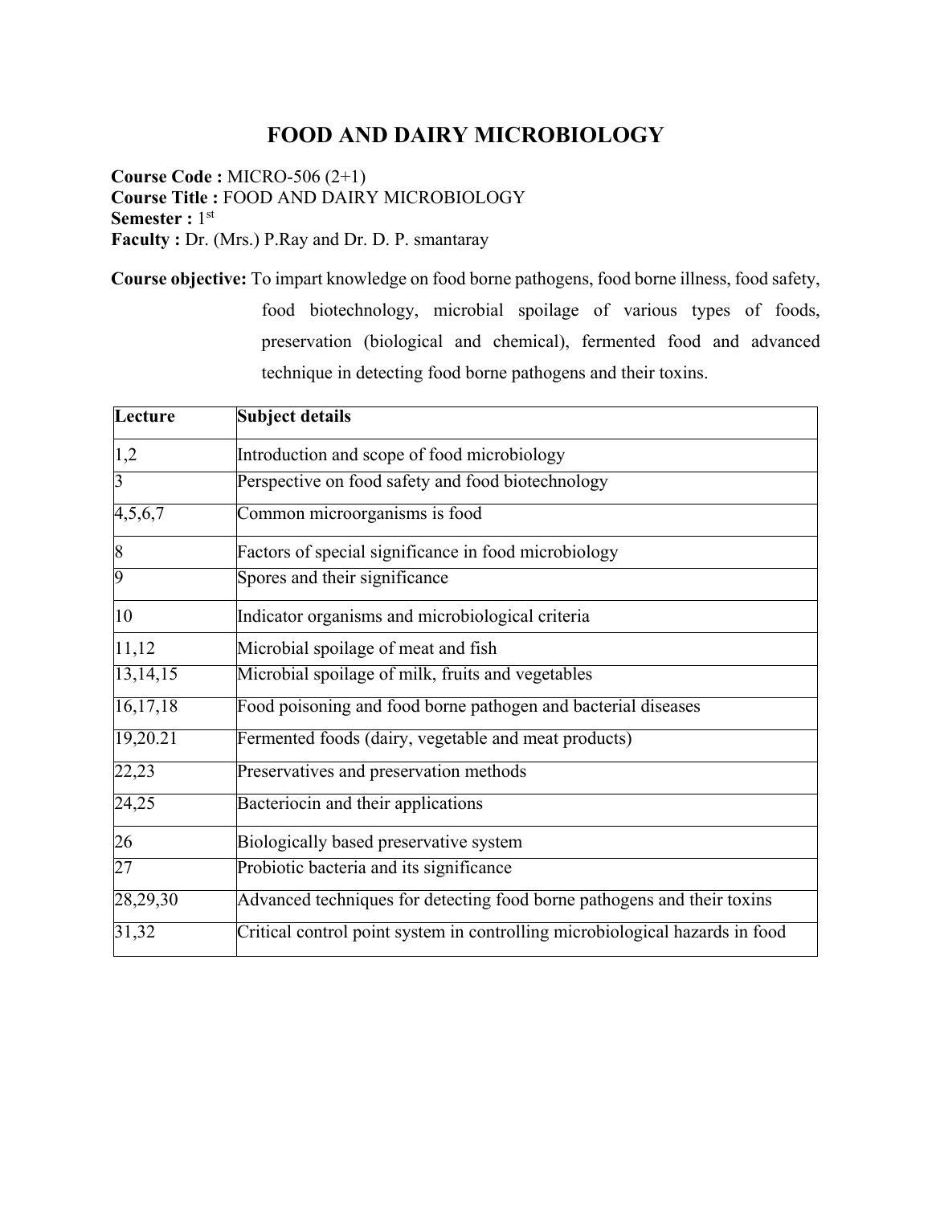# FOOD AND DAIRY MICROBIOLOGY

**Course Code :** MICRO-506 (2+1)
**Course Title :** FOOD AND DAIRY MICROBIOLOGY
**Semester :** 1st
**Faculty :** Dr. (Mrs.) P.Ray and Dr. D. P. smantaray

**Course objective:** To impart knowledge on food borne pathogens, food borne illness, food safety, food biotechnology, microbial spoilage of various types of foods, preservation (biological and chemical), fermented food and advanced technique in detecting food borne pathogens and their toxins.

| Lecture | Subject details |
|---|---|
| 1,2 | Introduction and scope of food microbiology |
| 3 | Perspective on food safety and food biotechnology |
| 4,5,6,7 | Common microorganisms is food |
| 8 | Factors of special significance in food microbiology |
| 9 | Spores and their significance |
| 10 | Indicator organisms and microbiological criteria |
| 11,12 | Microbial spoilage of meat and fish |
| 13,14,15 | Microbial spoilage of milk, fruits and vegetables |
| 16,17,18 | Food poisoning and food borne pathogen and bacterial diseases |
| 19,20.21 | Fermented foods (dairy, vegetable and meat products) |
| 22,23 | Preservatives and preservation methods |
| 24,25 | Bacteriocin and their applications |
| 26 | Biologically based preservative system |
| 27 | Probiotic bacteria and its significance |
| 28,29,30 | Advanced techniques for detecting food borne pathogens and their toxins |
| 31,32 | Critical control point system in controlling microbiological hazards in food |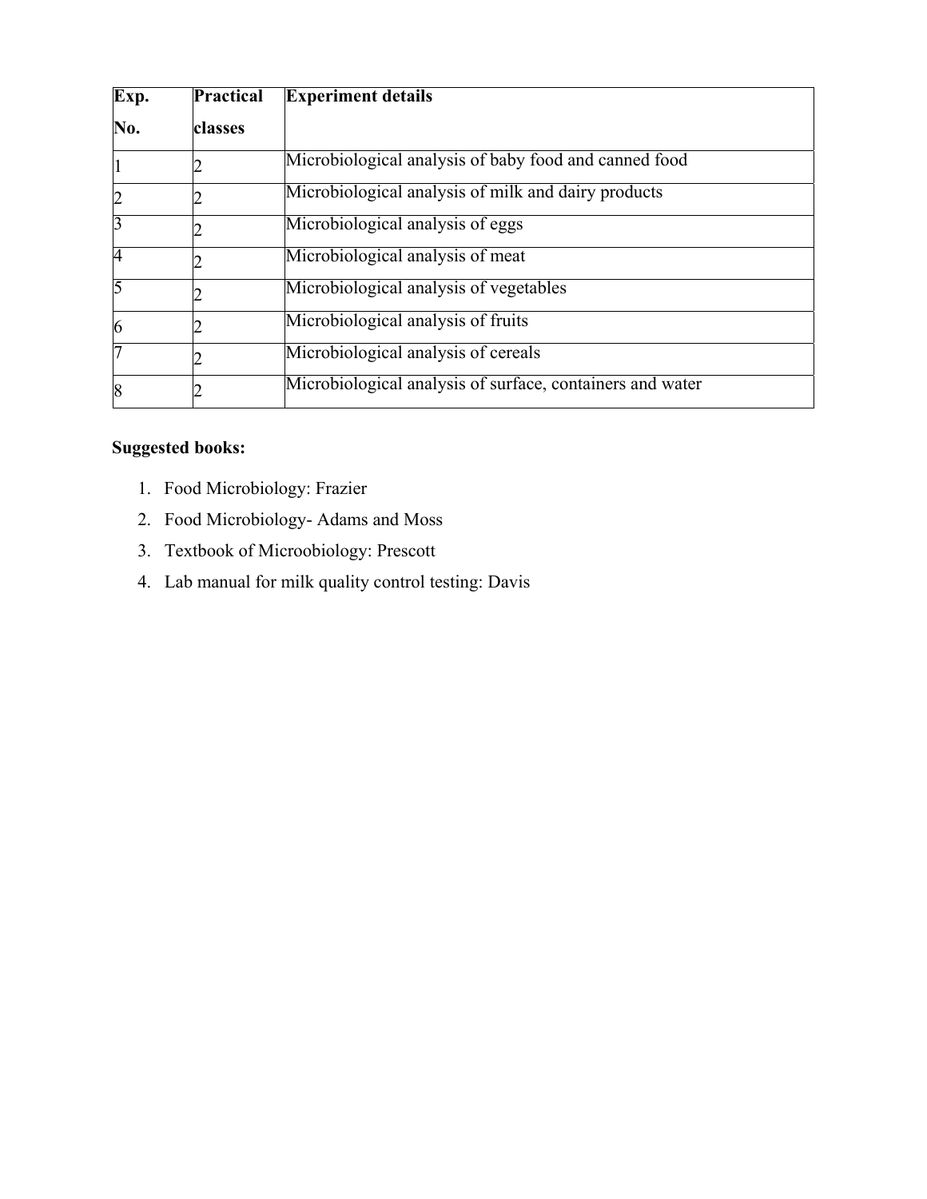| Exp. No. | Practical classes | Experiment details |
|---|---|---|
| 1 | 2 | Microbiological analysis of baby food and canned food |
| 2 | 2 | Microbiological analysis of milk and dairy products |
| 3 | 2 | Microbiological analysis of eggs |
| 4 | 2 | Microbiological analysis of meat |
| 5 | 2 | Microbiological analysis of vegetables |
| 6 | 2 | Microbiological analysis of fruits |
| 7 | 2 | Microbiological analysis of cereals |
| 8 | 2 | Microbiological analysis of surface, containers and water |

**Suggested books:**

1. Food Microbiology: Frazier
2. Food Microbiology- Adams and Moss
3. Textbook of Microobiology: Prescott
4. Lab manual for milk quality control testing: Davis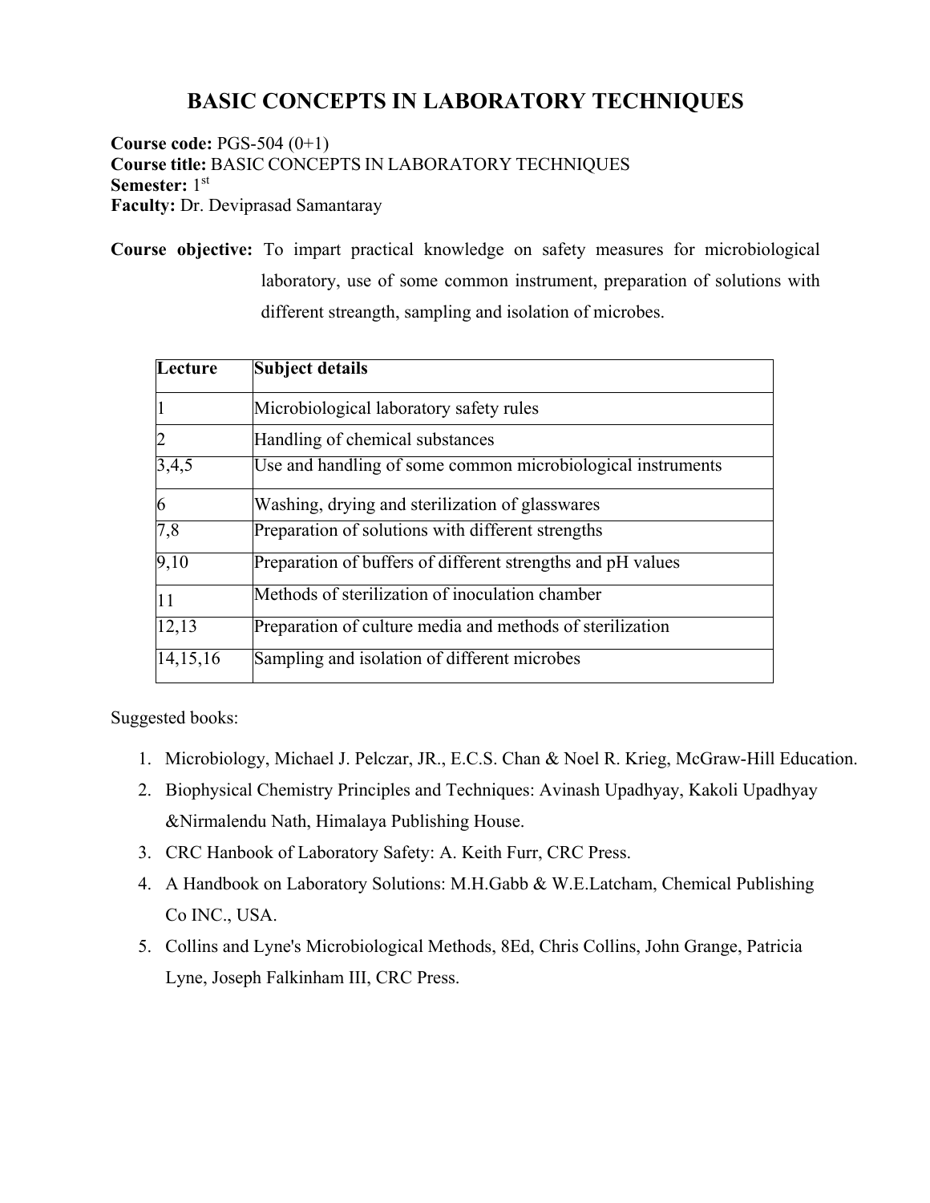# BASIC CONCEPTS IN LABORATORY TECHNIQUES

**Course code:** PGS-504 (0+1)
**Course title:** BASIC CONCEPTS IN LABORATORY TECHNIQUES
**Semester:** 1st
**Faculty:** Dr. Deviprasad Samantaray

**Course objective:** To impart practical knowledge on safety measures for microbiological laboratory, use of some common instrument, preparation of solutions with different streangth, sampling and isolation of microbes.

| Lecture | Subject details |
|---|---|
| 1 | Microbiological laboratory safety rules |
| 2 | Handling of chemical substances |
| 3,4,5 | Use and handling of some common microbiological instruments |
| 6 | Washing, drying and sterilization of glasswares |
| 7,8 | Preparation of solutions with different strengths |
| 9,10 | Preparation of buffers of different strengths and pH values |
| 11 | Methods of sterilization of inoculation chamber |
| 12,13 | Preparation of culture media and methods of sterilization |
| 14,15,16 | Sampling and isolation of different microbes |

Suggested books:

1. Microbiology, Michael J. Pelczar, JR., E.C.S. Chan & Noel R. Krieg, McGraw-Hill Education.
2. Biophysical Chemistry Principles and Techniques: Avinash Upadhyay, Kakoli Upadhyay &Nirmalendu Nath, Himalaya Publishing House.
3. CRC Hanbook of Laboratory Safety: A. Keith Furr, CRC Press.
4. A Handbook on Laboratory Solutions: M.H.Gabb & W.E.Latcham, Chemical Publishing Co INC., USA.
5. Collins and Lyne's Microbiological Methods, 8Ed, Chris Collins, John Grange, Patricia Lyne, Joseph Falkinham III, CRC Press.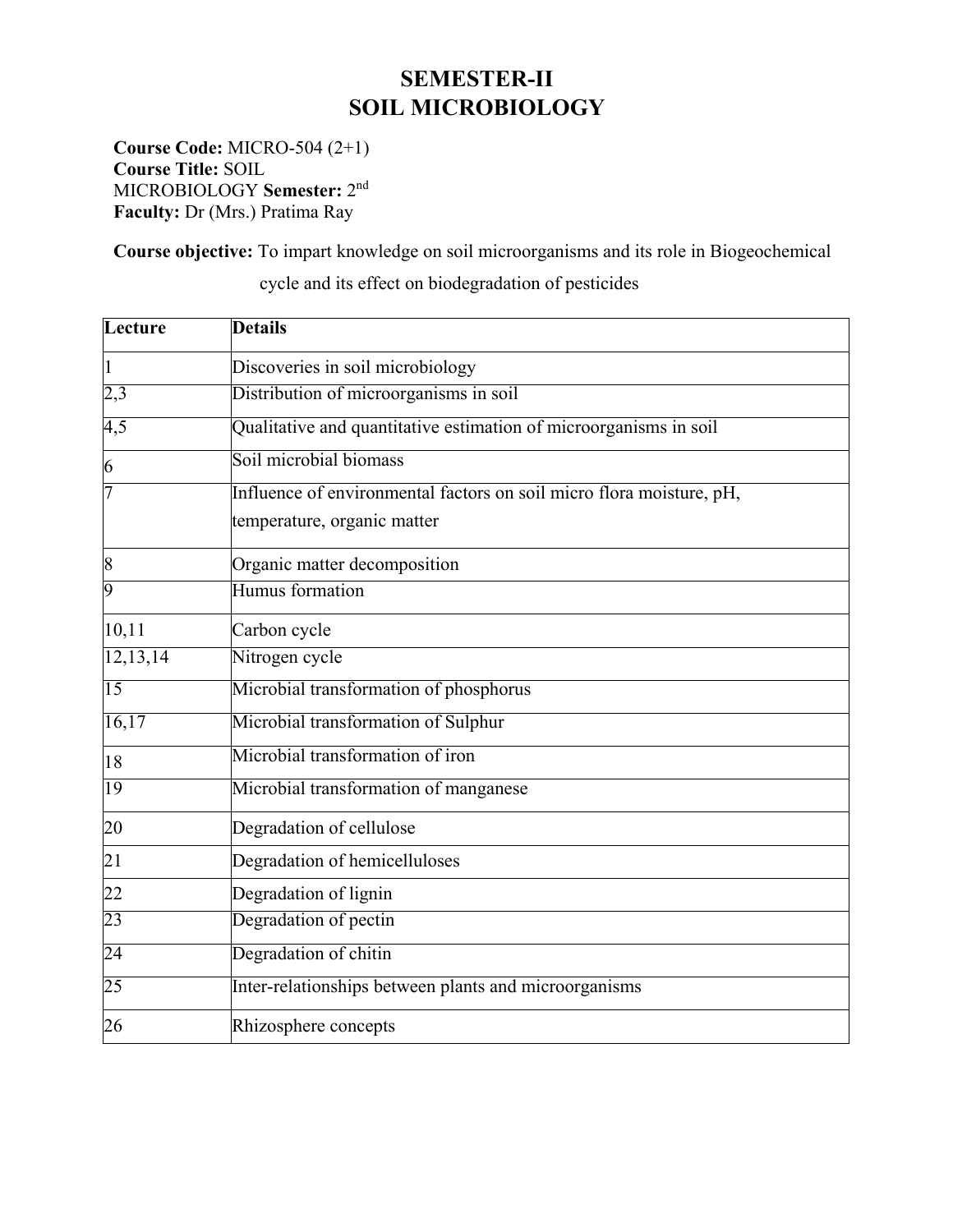# SEMESTER-II
# SOIL MICROBIOLOGY

**Course Code:** MICRO-504 (2+1)
**Course Title:** SOIL MICROBIOLOGY **Semester:** 2[nd]
**Faculty:** Dr (Mrs.) Pratima Ray

**Course objective:** To impart knowledge on soil microorganisms and its role in Biogeochemical cycle and its effect on biodegradation of pesticides

| Lecture | Details |
|---|---|
| 1 | Discoveries in soil microbiology |
| 2,3 | Distribution of microorganisms in soil |
| 4,5 | Qualitative and quantitative estimation of microorganisms in soil |
| 6 | Soil microbial biomass |
| 7 | Influence of environmental factors on soil micro flora moisture, pH, temperature, organic matter |
| 8 | Organic matter decomposition |
| 9 | Humus formation |
| 10,11 | Carbon cycle |
| 12,13,14 | Nitrogen cycle |
| 15 | Microbial transformation of phosphorus |
| 16,17 | Microbial transformation of Sulphur |
| 18 | Microbial transformation of iron |
| 19 | Microbial transformation of manganese |
| 20 | Degradation of cellulose |
| 21 | Degradation of hemicelluloses |
| 22 | Degradation of lignin |
| 23 | Degradation of pectin |
| 24 | Degradation of chitin |
| 25 | Inter-relationships between plants and microorganisms |
| 26 | Rhizosphere concepts |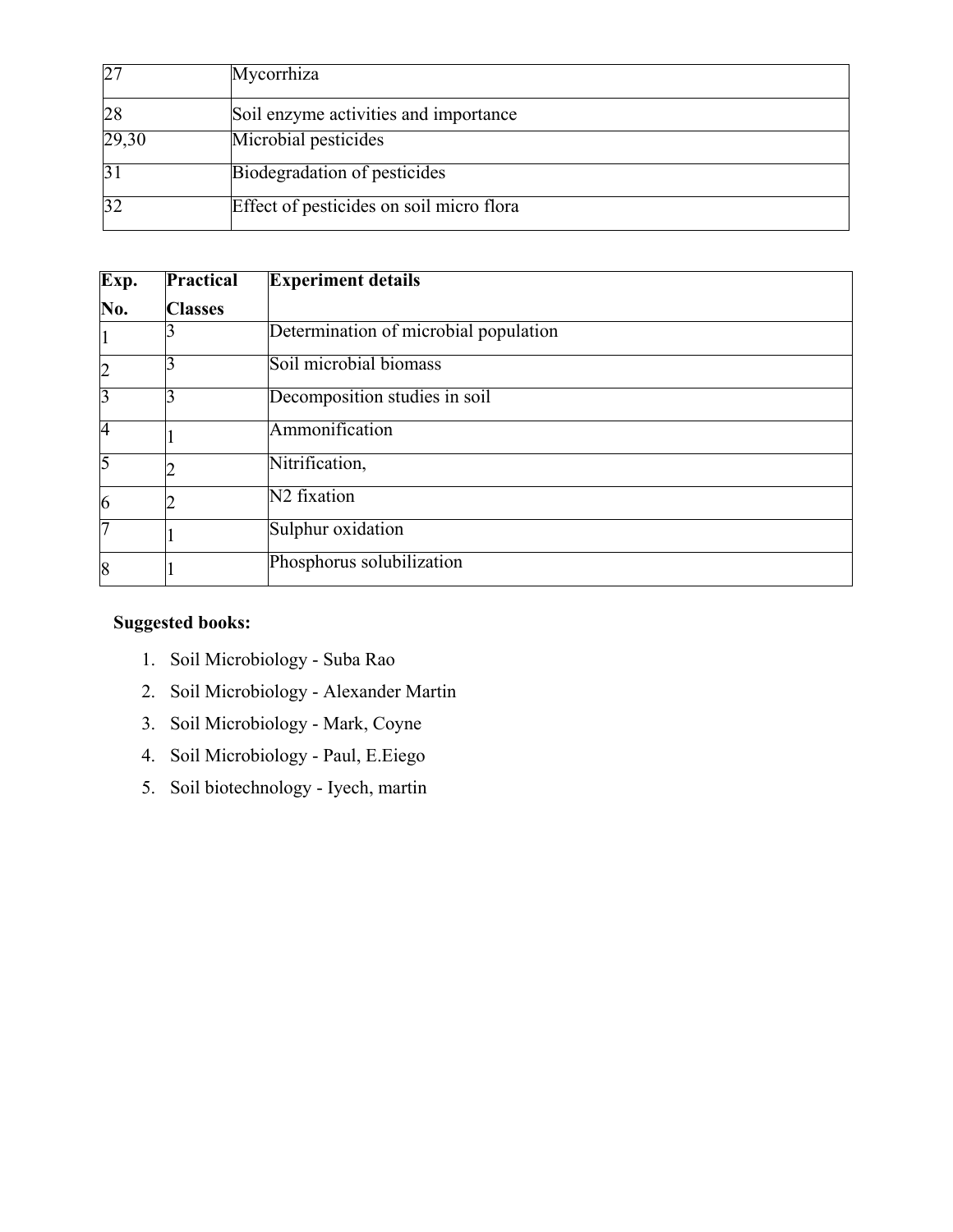| | |
|---|---|
| 27 | Mycorrhiza |
| 28 | Soil enzyme activities and importance |
| 29,30 | Microbial pesticides |
| 31 | Biodegradation of pesticides |
| 32 | Effect of pesticides on soil micro flora |

| Exp. No. | Practical Classes | Experiment details |
|---|---|---|
| 1 | 3 | Determination of microbial population |
| 2 | 3 | Soil microbial biomass |
| 3 | 3 | Decomposition studies in soil |
| 4 | 1 | Ammonification |
| 5 | 2 | Nitrification, |
| 6 | 2 | $N_2$ fixation |
| 7 | 1 | Sulphur oxidation |
| 8 | 1 | Phosphorus solubilization |

**Suggested books:**

1. Soil Microbiology - Suba Rao
2. Soil Microbiology - Alexander Martin
3. Soil Microbiology - Mark, Coyne
4. Soil Microbiology - Paul, E.Eiego
5. Soil biotechnology - Iyech, martin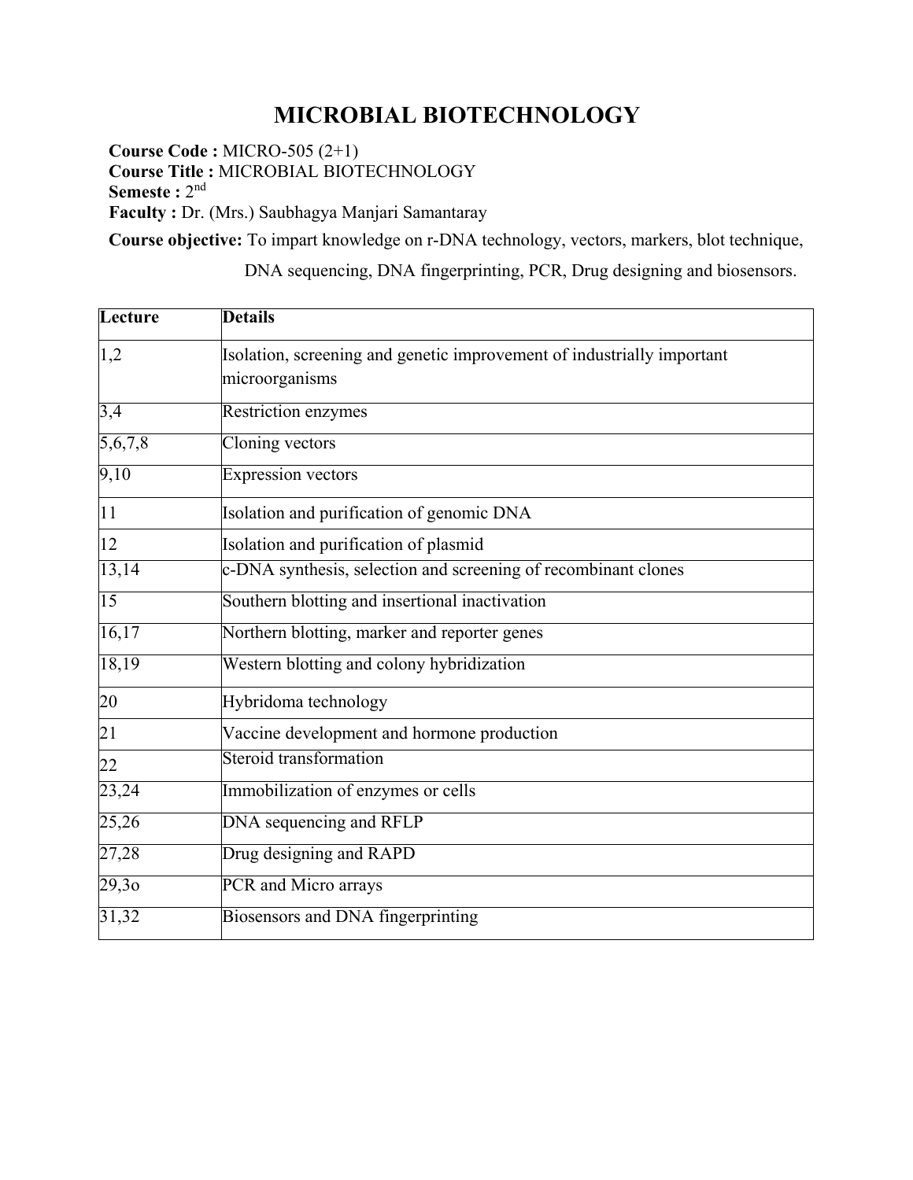# MICROBIAL BIOTECHNOLOGY

**Course Code :** MICRO-505 (2+1)
**Course Title :** MICROBIAL BIOTECHNOLOGY
**Semeste :** 2nd
**Faculty :** Dr. (Mrs.) Saubhagya Manjari Samantaray

**Course objective:** To impart knowledge on r-DNA technology, vectors, markers, blot technique, DNA sequencing, DNA fingerprinting, PCR, Drug designing and biosensors.

| Lecture | Details |
|---|---|
| 1,2 | Isolation, screening and genetic improvement of industrially important microorganisms |
| 3,4 | Restriction enzymes |
| 5,6,7,8 | Cloning vectors |
| 9,10 | Expression vectors |
| 11 | Isolation and purification of genomic DNA |
| 12 | Isolation and purification of plasmid |
| 13,14 | c-DNA synthesis, selection and screening of recombinant clones |
| 15 | Southern blotting and insertional inactivation |
| 16,17 | Northern blotting, marker and reporter genes |
| 18,19 | Western blotting and colony hybridization |
| 20 | Hybridoma technology |
| 21 | Vaccine development and hormone production |
| 22 | Steroid transformation |
| 23,24 | Immobilization of enzymes or cells |
| 25,26 | DNA sequencing and RFLP |
| 27,28 | Drug designing and RAPD |
| 29,3o | PCR and Micro arrays |
| 31,32 | Biosensors and DNA fingerprinting |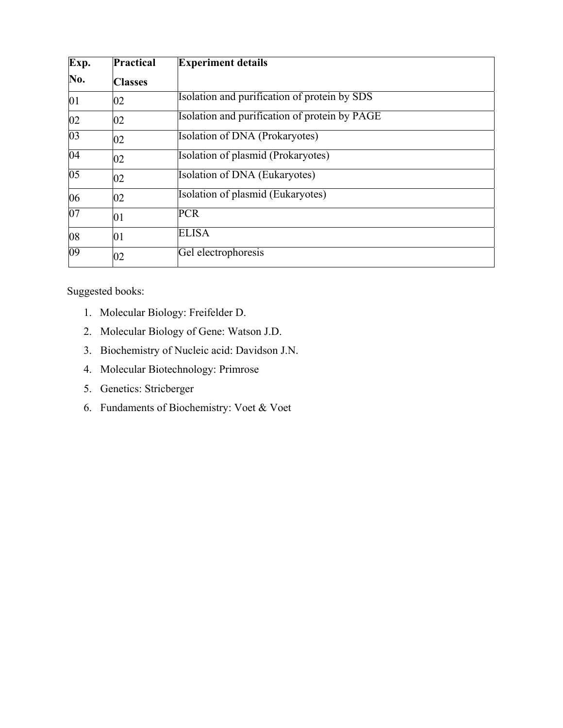| Exp. No. | Practical Classes | Experiment details |
|---|---|---|
| 01 | 02 | Isolation and purification of protein by SDS |
| 02 | 02 | Isolation and purification of protein by PAGE |
| 03 | 02 | Isolation of DNA (Prokaryotes) |
| 04 | 02 | Isolation of plasmid (Prokaryotes) |
| 05 | 02 | Isolation of DNA (Eukaryotes) |
| 06 | 02 | Isolation of plasmid (Eukaryotes) |
| 07 | 01 | PCR |
| 08 | 01 | ELISA |
| 09 | 02 | Gel electrophoresis |

Suggested books:

1. Molecular Biology: Freifelder D.
2. Molecular Biology of Gene: Watson J.D.
3. Biochemistry of Nucleic acid: Davidson J.N.
4. Molecular Biotechnology: Primrose
5. Genetics: Stricberger
6. Fundaments of Biochemistry: Voet & Voet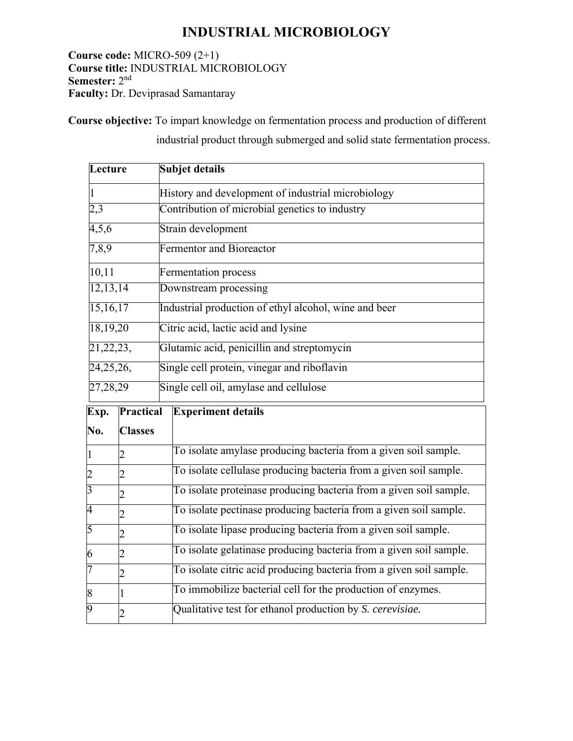# INDUSTRIAL MICROBIOLOGY

**Course code:** MICRO-509 (2+1)
**Course title:** INDUSTRIAL MICROBIOLOGY
**Semester:** 2nd
**Faculty:** Dr. Deviprasad Samantaray

**Course objective:** To impart knowledge on fermentation process and production of different industrial product through submerged and solid state fermentation process.

| Lecture | Subjet details |
|---|---|
| 1 | History and development of industrial microbiology |
| 2,3 | Contribution of microbial genetics to industry |
| 4,5,6 | Strain development |
| 7,8,9 | Fermentor and Bioreactor |
| 10,11 | Fermentation process |
| 12,13,14 | Downstream processing |
| 15,16,17 | Industrial production of ethyl alcohol, wine and beer |
| 18,19,20 | Citric acid, lactic acid and lysine |
| 21,22,23, | Glutamic acid, penicillin and streptomycin |
| 24,25,26, | Single cell protein, vinegar and riboflavin |
| 27,28,29 | Single cell oil, amylase and cellulose |

| Exp. No. | Practical Classes | Experiment details |
|---|---|---|
| 1 | 2 | To isolate amylase producing bacteria from a given soil sample. |
| 2 | 2 | To isolate cellulase producing bacteria from a given soil sample. |
| 3 | 2 | To isolate proteinase producing bacteria from a given soil sample. |
| 4 | 2 | To isolate pectinase producing bacteria from a given soil sample. |
| 5 | 2 | To isolate lipase producing bacteria from a given soil sample. |
| 6 | 2 | To isolate gelatinase producing bacteria from a given soil sample. |
| 7 | 2 | To isolate citric acid producing bacteria from a given soil sample. |
| 8 | 1 | To immobilize bacterial cell for the production of enzymes. |
| 9 | 2 | Qualitative test for ethanol production by *S. cerevisiae.* |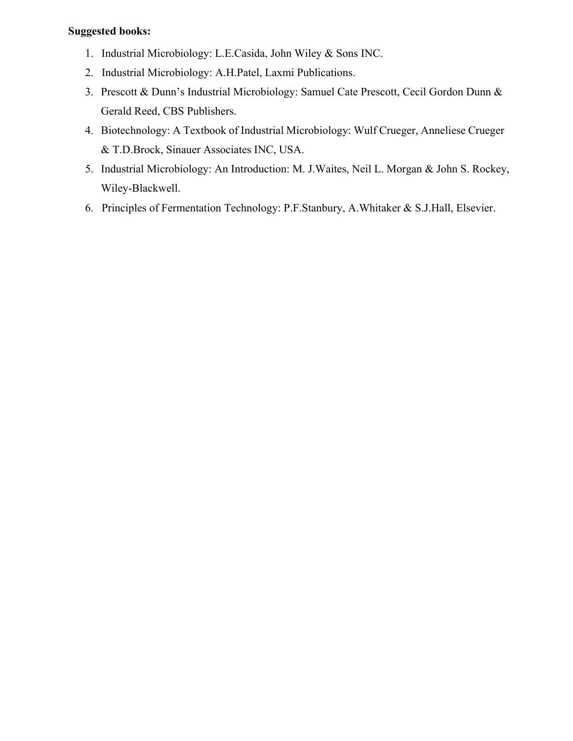**Suggested books:**

1. Industrial Microbiology: L.E.Casida, John Wiley & Sons INC.
2. Industrial Microbiology: A.H.Patel, Laxmi Publications.
3. Prescott & Dunn's Industrial Microbiology: Samuel Cate Prescott, Cecil Gordon Dunn & Gerald Reed, CBS Publishers.
4. Biotechnology: A Textbook of Industrial Microbiology: Wulf Crueger, Anneliese Crueger & T.D.Brock, Sinauer Associates INC, USA.
5. Industrial Microbiology: An Introduction: M. J.Waites, Neil L. Morgan & John S. Rockey, Wiley-Blackwell.
6. Principles of Fermentation Technology: P.F.Stanbury, A.Whitaker & S.J.Hall, Elsevier.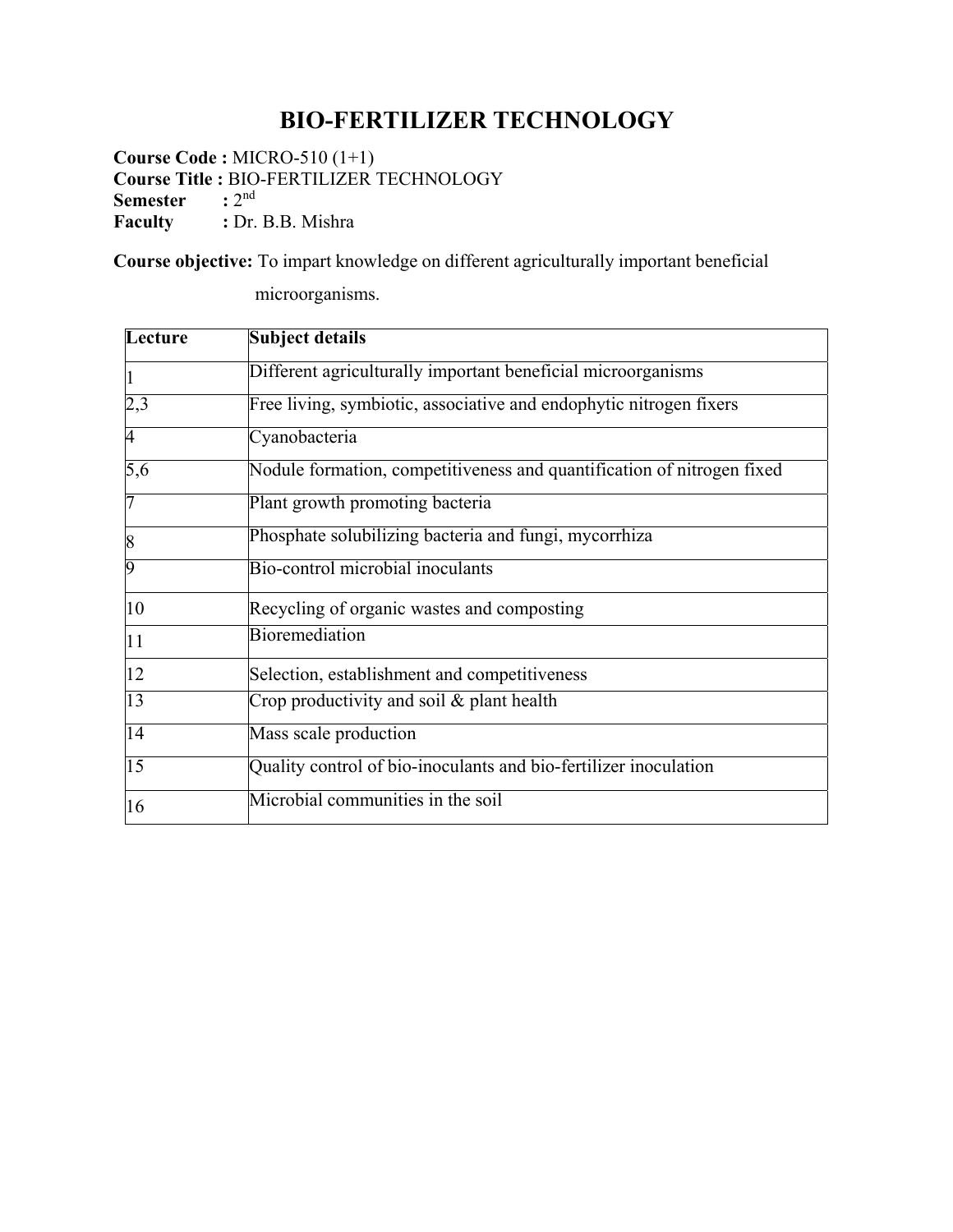# BIO-FERTILIZER TECHNOLOGY

**Course Code :** MICRO-510 (1+1)
**Course Title :** BIO-FERTILIZER TECHNOLOGY
**Semester :** 2nd
**Faculty :** Dr. B.B. Mishra

**Course objective:** To impart knowledge on different agriculturally important beneficial microorganisms.

| Lecture | Subject details |
|---|---|
| 1 | Different agriculturally important beneficial microorganisms |
| 2,3 | Free living, symbiotic, associative and endophytic nitrogen fixers |
| 4 | Cyanobacteria |
| 5,6 | Nodule formation, competitiveness and quantification of nitrogen fixed |
| 7 | Plant growth promoting bacteria |
| 8 | Phosphate solubilizing bacteria and fungi, mycorrhiza |
| 9 | Bio-control microbial inoculants |
| 10 | Recycling of organic wastes and composting |
| 11 | Bioremediation |
| 12 | Selection, establishment and competitiveness |
| 13 | Crop productivity and soil & plant health |
| 14 | Mass scale production |
| 15 | Quality control of bio-inoculants and bio-fertilizer inoculation |
| 16 | Microbial communities in the soil |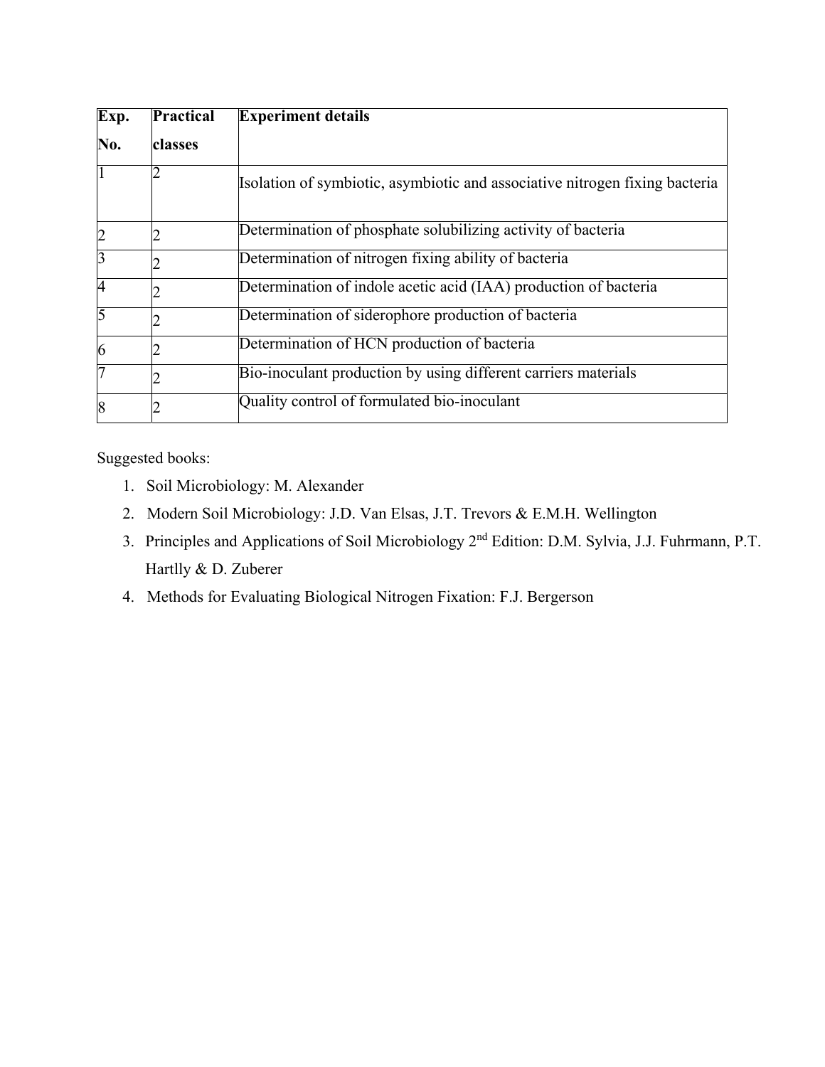| Exp. No. | Practical classes | Experiment details |
|---|---|---|
| 1 | 2 | Isolation of symbiotic, asymbiotic and associative nitrogen fixing bacteria |
| 2 | 2 | Determination of phosphate solubilizing activity of bacteria |
| 3 | 2 | Determination of nitrogen fixing ability of bacteria |
| 4 | 2 | Determination of indole acetic acid (IAA) production of bacteria |
| 5 | 2 | Determination of siderophore production of bacteria |
| 6 | 2 | Determination of HCN production of bacteria |
| 7 | 2 | Bio-inoculant production by using different carriers materials |
| 8 | 2 | Quality control of formulated bio-inoculant |

Suggested books:

1. Soil Microbiology: M. Alexander
2. Modern Soil Microbiology: J.D. Van Elsas, J.T. Trevors & E.M.H. Wellington
3. Principles and Applications of Soil Microbiology 2nd Edition: D.M. Sylvia, J.J. Fuhrmann, P.T. Hartlly & D. Zuberer
4. Methods for Evaluating Biological Nitrogen Fixation: F.J. Bergerson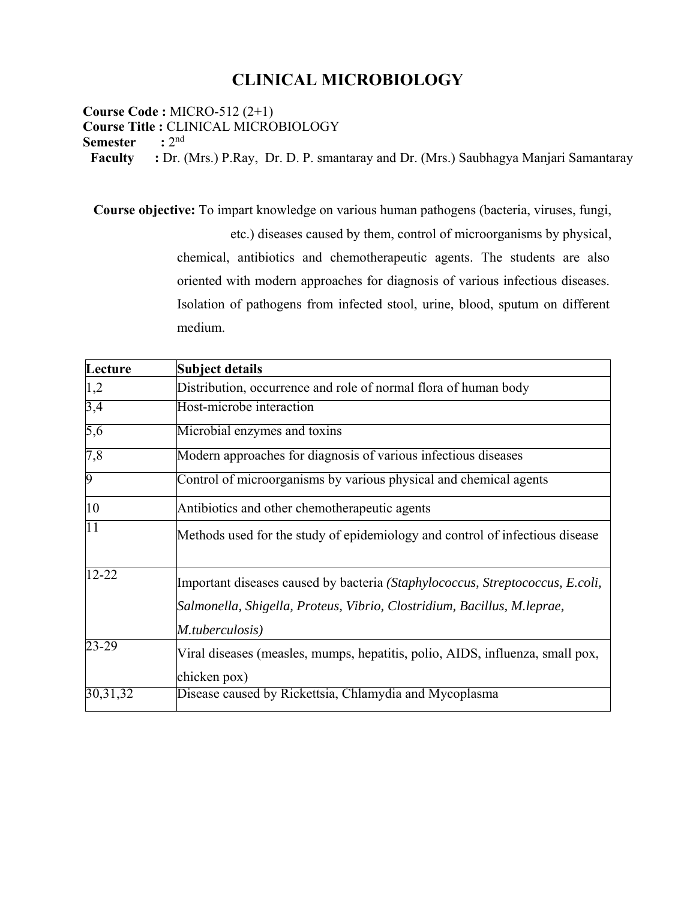# CLINICAL MICROBIOLOGY

**Course Code :** MICRO-512 (2+1)
**Course Title :** CLINICAL MICROBIOLOGY
**Semester :** 2nd
**Faculty :** Dr. (Mrs.) P.Ray, Dr. D. P. smantaray and Dr. (Mrs.) Saubhagya Manjari Samantaray

**Course objective:** To impart knowledge on various human pathogens (bacteria, viruses, fungi, etc.) diseases caused by them, control of microorganisms by physical, chemical, antibiotics and chemotherapeutic agents. The students are also oriented with modern approaches for diagnosis of various infectious diseases. Isolation of pathogens from infected stool, urine, blood, sputum on different medium.

| **Lecture** | **Subject details** |
|---|---|
| 1,2 | Distribution, occurrence and role of normal flora of human body |
| 3,4 | Host-microbe interaction |
| 5,6 | Microbial enzymes and toxins |
| 7,8 | Modern approaches for diagnosis of various infectious diseases |
| 9 | Control of microorganisms by various physical and chemical agents |
| 10 | Antibiotics and other chemotherapeutic agents |
| 11 | Methods used for the study of epidemiology and control of infectious disease |
| 12-22 | Important diseases caused by bacteria *(Staphylococcus, Streptococcus, E.coli, Salmonella, Shigella, Proteus, Vibrio, Clostridium, Bacillus, M.leprae, M.tuberculosis)* |
| 23-29 | Viral diseases (measles, mumps, hepatitis, polio, AIDS, influenza, small pox, chicken pox) |
| 30,31,32 | Disease caused by Rickettsia, Chlamydia and Mycoplasma |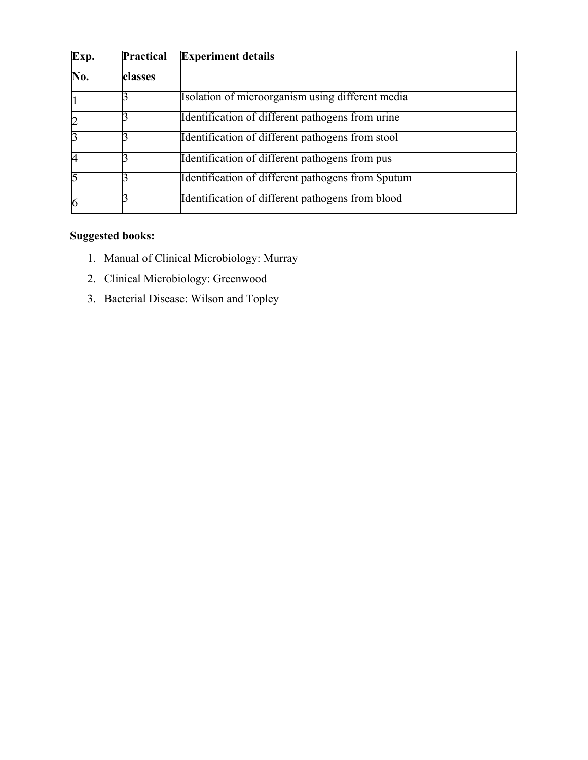| Exp. No. | Practical classes | Experiment details |
|---|---|---|
| 1 | 3 | Isolation of microorganism using different media |
| 2 | 3 | Identification of different pathogens from urine |
| 3 | 3 | Identification of different pathogens from stool |
| 4 | 3 | Identification of different pathogens from pus |
| 5 | 3 | Identification of different pathogens from Sputum |
| 6 | 3 | Identification of different pathogens from blood |

**Suggested books:**

1. Manual of Clinical Microbiology: Murray
2. Clinical Microbiology: Greenwood
3. Bacterial Disease: Wilson and Topley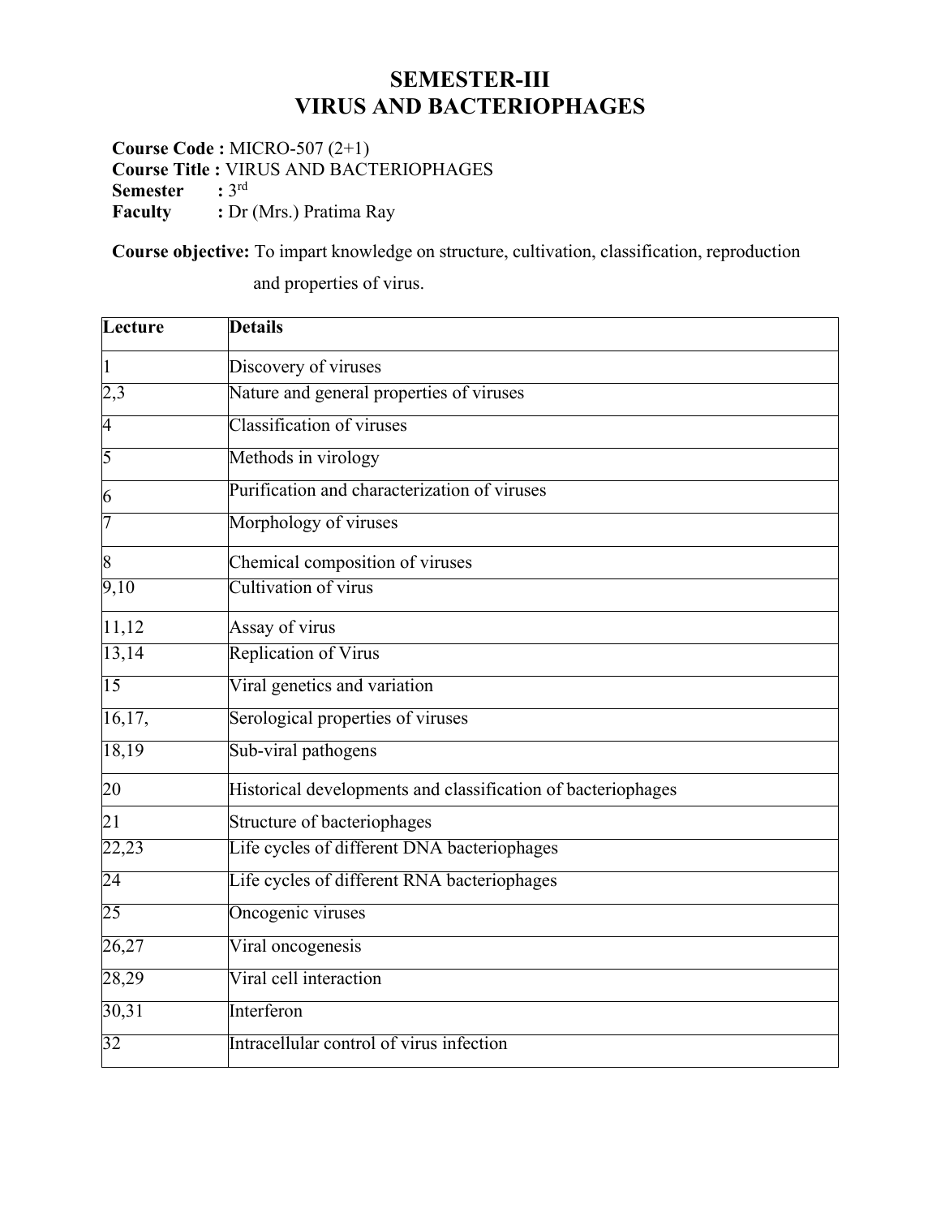# SEMESTER-III
# VIRUS AND BACTERIOPHAGES

**Course Code :** MICRO-507 (2+1)
**Course Title :** VIRUS AND BACTERIOPHAGES
**Semester :** 3rd
**Faculty :** Dr (Mrs.) Pratima Ray

**Course objective:** To impart knowledge on structure, cultivation, classification, reproduction and properties of virus.

| Lecture | Details |
|---|---|
| 1 | Discovery of viruses |
| 2,3 | Nature and general properties of viruses |
| 4 | Classification of viruses |
| 5 | Methods in virology |
| 6 | Purification and characterization of viruses |
| 7 | Morphology of viruses |
| 8 | Chemical composition of viruses |
| 9,10 | Cultivation of virus |
| 11,12 | Assay of virus |
| 13,14 | Replication of Virus |
| 15 | Viral genetics and variation |
| 16,17, | Serological properties of viruses |
| 18,19 | Sub-viral pathogens |
| 20 | Historical developments and classification of bacteriophages |
| 21 | Structure of bacteriophages |
| 22,23 | Life cycles of different DNA bacteriophages |
| 24 | Life cycles of different RNA bacteriophages |
| 25 | Oncogenic viruses |
| 26,27 | Viral oncogenesis |
| 28,29 | Viral cell interaction |
| 30,31 | Interferon |
| 32 | Intracellular control of virus infection |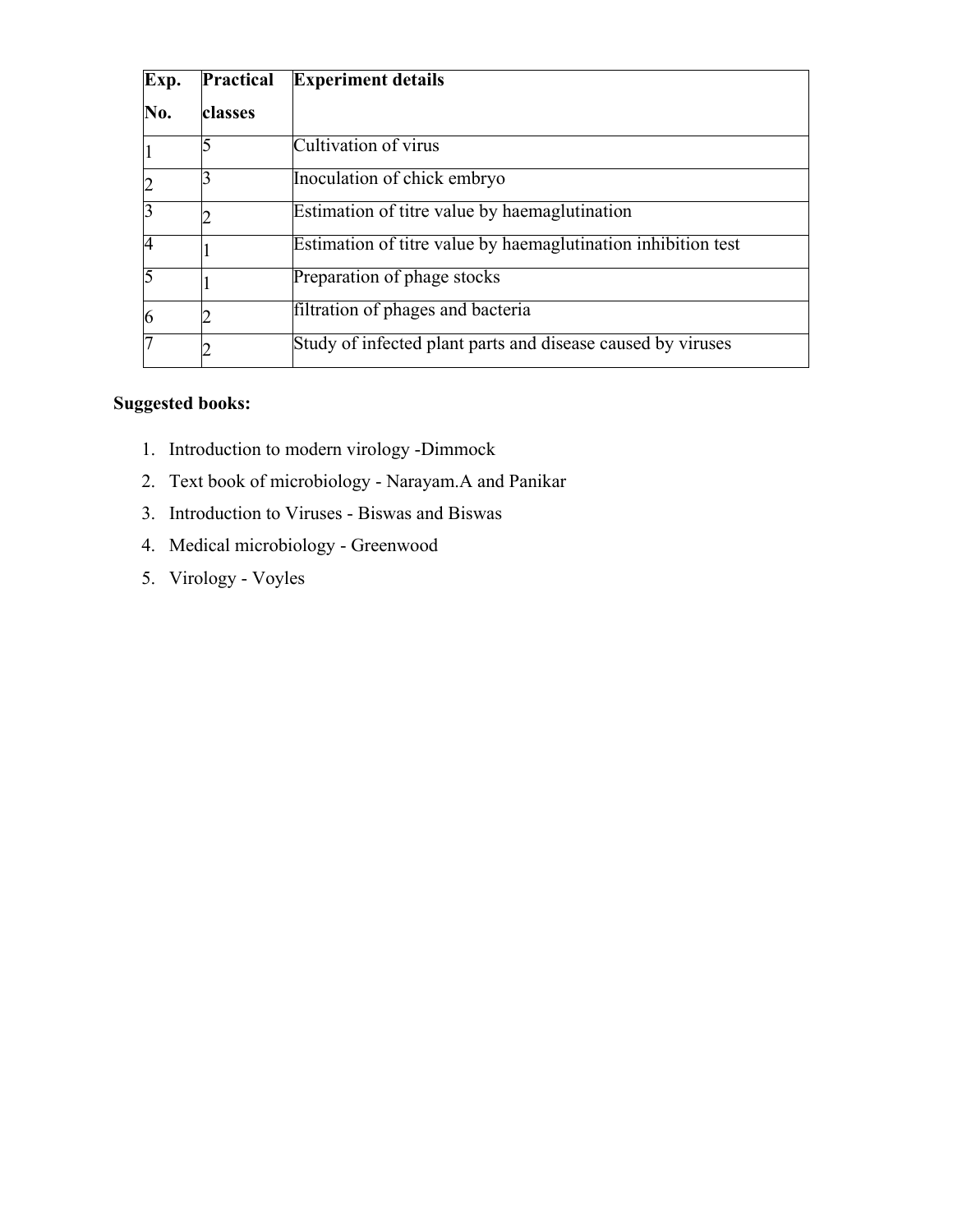| Exp. No. | Practical classes | Experiment details |
|---|---|---|
| 1 | 5 | Cultivation of virus |
| 2 | 3 | Inoculation of chick embryo |
| 3 | 2 | Estimation of titre value by haemaglutination |
| 4 | 1 | Estimation of titre value by haemaglutination inhibition test |
| 5 | 1 | Preparation of phage stocks |
| 6 | 2 | filtration of phages and bacteria |
| 7 | 2 | Study of infected plant parts and disease caused by viruses |

**Suggested books:**

1. Introduction to modern virology -Dimmock
2. Text book of microbiology - Narayam.A and Panikar
3. Introduction to Viruses - Biswas and Biswas
4. Medical microbiology - Greenwood
5. Virology - Voyles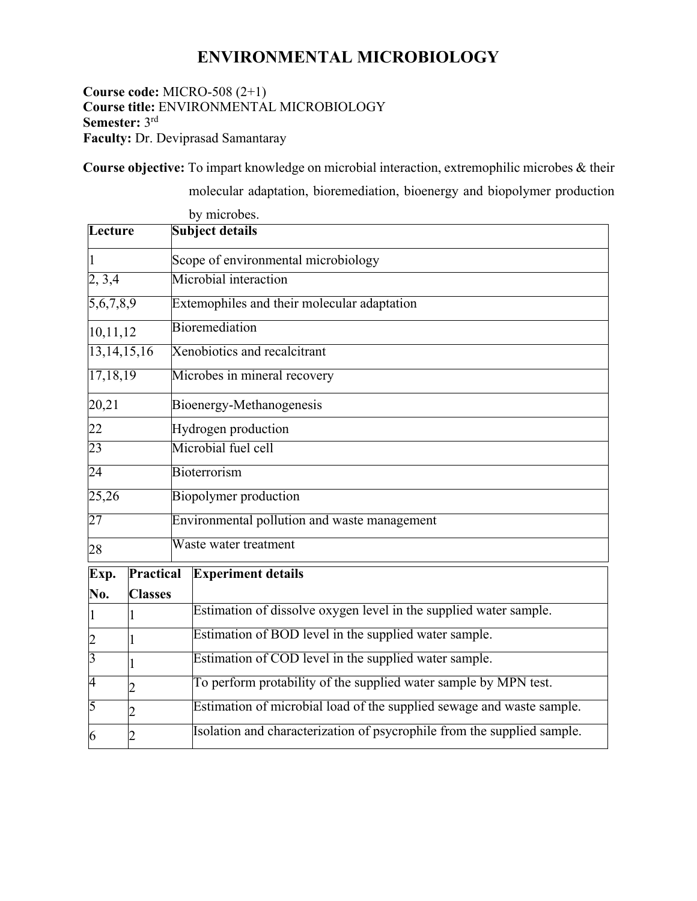# ENVIRONMENTAL MICROBIOLOGY

**Course code:** MICRO-508 (2+1)
**Course title:** ENVIRONMENTAL MICROBIOLOGY
**Semester:** 3rd
**Faculty:** Dr. Deviprasad Samantaray

**Course objective:** To impart knowledge on microbial interaction, extremophilic microbes & their molecular adaptation, bioremediation, bioenergy and biopolymer production by microbes.

| Lecture | Subject details |
|---|---|
| 1 | Scope of environmental microbiology |
| 2, 3,4 | Microbial interaction |
| 5,6,7,8,9 | Extemophiles and their molecular adaptation |
| 10,11,12 | Bioremediation |
| 13,14,15,16 | Xenobiotics and recalcitrant |
| 17,18,19 | Microbes in mineral recovery |
| 20,21 | Bioenergy-Methanogenesis |
| 22 | Hydrogen production |
| 23 | Microbial fuel cell |
| 24 | Bioterrorism |
| 25,26 | Biopolymer production |
| 27 | Environmental pollution and waste management |
| 28 | Waste water treatment |

| Exp. No. | Practical Classes | Experiment details |
|---|---|---|
| 1 | 1 | Estimation of dissolve oxygen level in the supplied water sample. |
| 2 | 1 | Estimation of BOD level in the supplied water sample. |
| 3 | 1 | Estimation of COD level in the supplied water sample. |
| 4 | 2 | To perform protability of the supplied water sample by MPN test. |
| 5 | 2 | Estimation of microbial load of the supplied sewage and waste sample. |
| 6 | 2 | Isolation and characterization of psycrophile from the supplied sample. |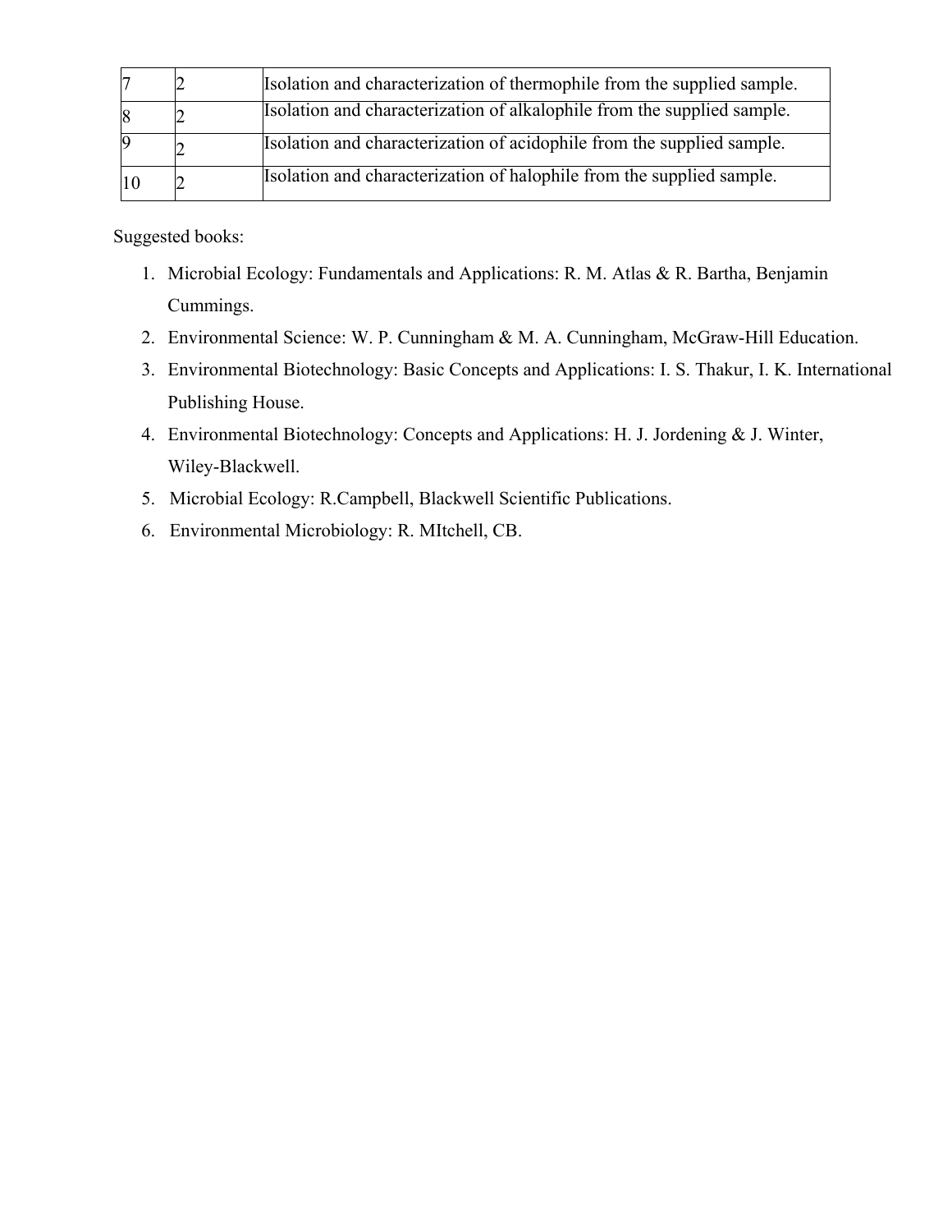| | | |
|---|---|---|
| 7 | 2 | Isolation and characterization of thermophile from the supplied sample. |
| 8 | 2 | Isolation and characterization of alkalophile from the supplied sample. |
| 9 | 2 | Isolation and characterization of acidophile from the supplied sample. |
| 10 | 2 | Isolation and characterization of halophile from the supplied sample. |

Suggested books:

1. Microbial Ecology: Fundamentals and Applications: R. M. Atlas & R. Bartha, Benjamin Cummings.
2. Environmental Science: W. P. Cunningham & M. A. Cunningham, McGraw-Hill Education.
3. Environmental Biotechnology: Basic Concepts and Applications: I. S. Thakur, I. K. International Publishing House.
4. Environmental Biotechnology: Concepts and Applications: H. J. Jordening & J. Winter, Wiley-Blackwell.
5. Microbial Ecology: R.Campbell, Blackwell Scientific Publications.
6. Environmental Microbiology: R. MItchell, CB.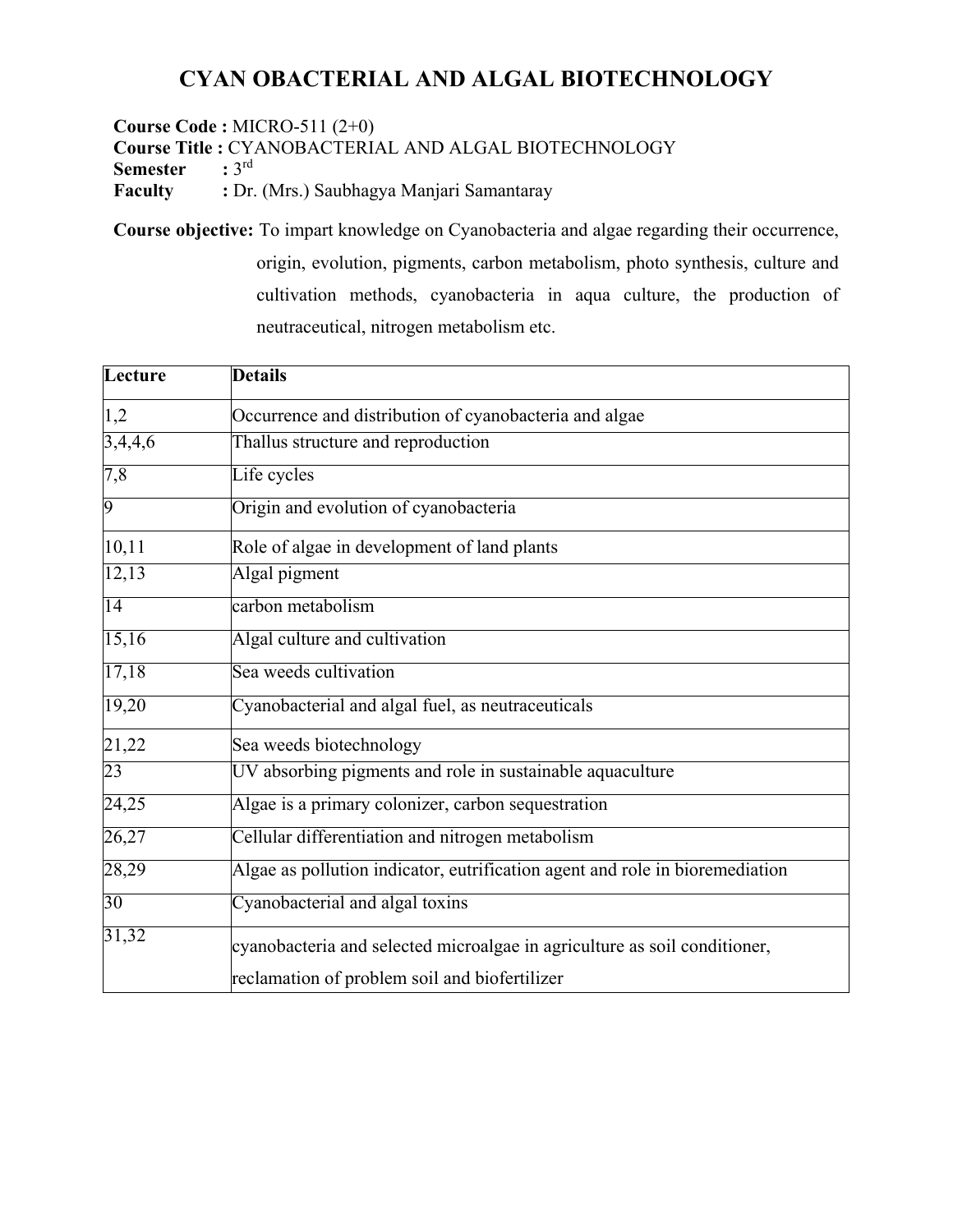# CYAN OBACTERIAL AND ALGAL BIOTECHNOLOGY

**Course Code :** MICRO-511 (2+0)
**Course Title :** CYANOBACTERIAL AND ALGAL BIOTECHNOLOGY
**Semester :** 3rd
**Faculty :** Dr. (Mrs.) Saubhagya Manjari Samantaray

**Course objective:** To impart knowledge on Cyanobacteria and algae regarding their occurrence, origin, evolution, pigments, carbon metabolism, photo synthesis, culture and cultivation methods, cyanobacteria in aqua culture, the production of neutraceutical, nitrogen metabolism etc.

| Lecture | Details |
|---|---|
| 1,2 | Occurrence and distribution of cyanobacteria and algae |
| 3,4,4,6 | Thallus structure and reproduction |
| 7,8 | Life cycles |
| 9 | Origin and evolution of cyanobacteria |
| 10,11 | Role of algae in development of land plants |
| 12,13 | Algal pigment |
| 14 | carbon metabolism |
| 15,16 | Algal culture and cultivation |
| 17,18 | Sea weeds cultivation |
| 19,20 | Cyanobacterial and algal fuel, as neutraceuticals |
| 21,22 | Sea weeds biotechnology |
| 23 | UV absorbing pigments and role in sustainable aquaculture |
| 24,25 | Algae is a primary colonizer, carbon sequestration |
| 26,27 | Cellular differentiation and nitrogen metabolism |
| 28,29 | Algae as pollution indicator, eutrification agent and role in bioremediation |
| 30 | Cyanobacterial and algal toxins |
| 31,32 | cyanobacteria and selected microalgae in agriculture as soil conditioner, reclamation of problem soil and biofertilizer |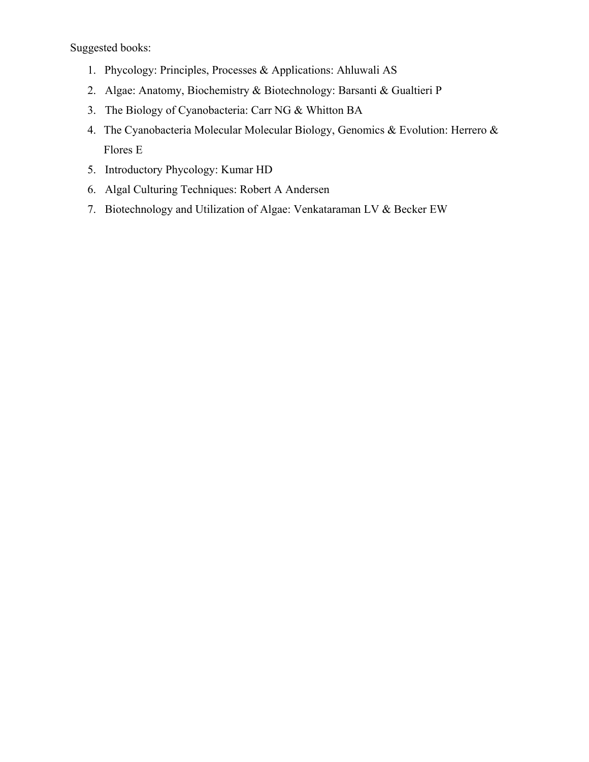Suggested books:

1. Phycology: Principles, Processes & Applications: Ahluwali AS
2. Algae: Anatomy, Biochemistry & Biotechnology: Barsanti & Gualtieri P
3. The Biology of Cyanobacteria: Carr NG & Whitton BA
4. The Cyanobacteria Molecular Molecular Biology, Genomics & Evolution: Herrero & Flores E
5. Introductory Phycology: Kumar HD
6. Algal Culturing Techniques: Robert A Andersen
7. Biotechnology and Utilization of Algae: Venkataraman LV & Becker EW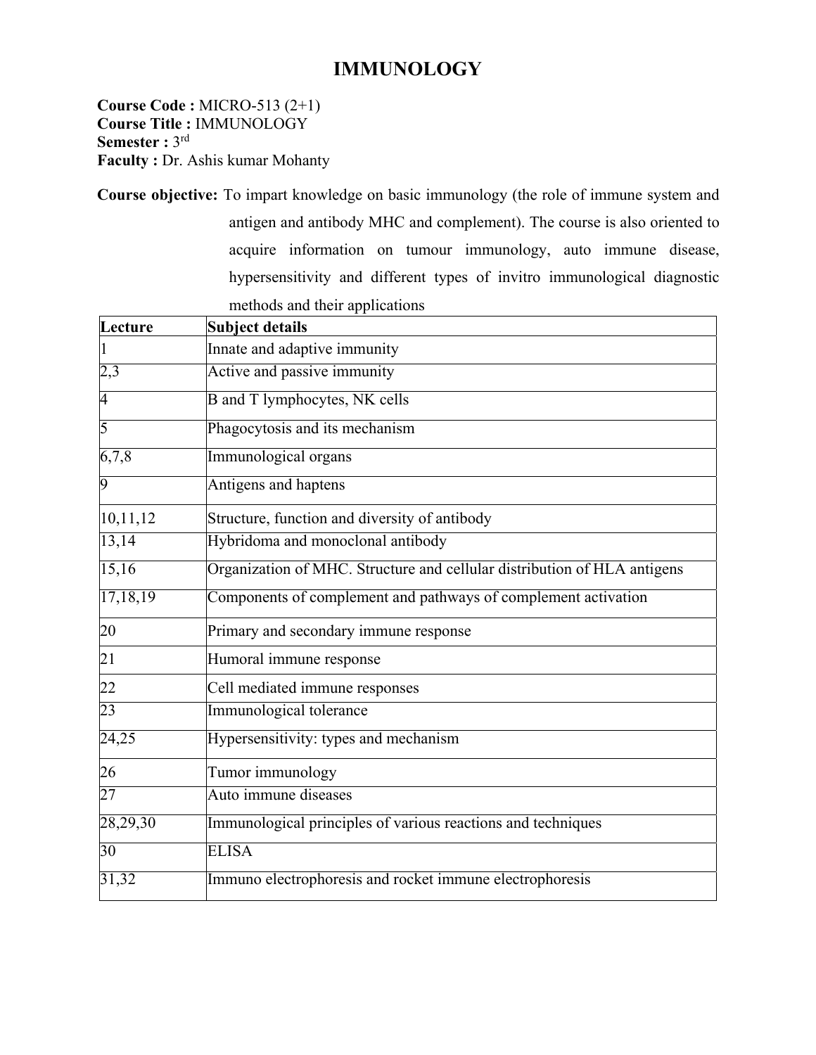# IMMUNOLOGY

**Course Code :** MICRO-513 (2+1)
**Course Title :** IMMUNOLOGY
**Semester :** 3rd
**Faculty :** Dr. Ashis kumar Mohanty

**Course objective:** To impart knowledge on basic immunology (the role of immune system and antigen and antibody MHC and complement). The course is also oriented to acquire information on tumour immunology, auto immune disease, hypersensitivity and different types of invitro immunological diagnostic methods and their applications

| **Lecture** | **Subject details** |
|---|---|
| 1 | Innate and adaptive immunity |
| 2,3 | Active and passive immunity |
| 4 | B and T lymphocytes, NK cells |
| 5 | Phagocytosis and its mechanism |
| 6,7,8 | Immunological organs |
| 9 | Antigens and haptens |
| 10,11,12 | Structure, function and diversity of antibody |
| 13,14 | Hybridoma and monoclonal antibody |
| 15,16 | Organization of MHC. Structure and cellular distribution of HLA antigens |
| 17,18,19 | Components of complement and pathways of complement activation |
| 20 | Primary and secondary immune response |
| 21 | Humoral immune response |
| 22 | Cell mediated immune responses |
| 23 | Immunological tolerance |
| 24,25 | Hypersensitivity: types and mechanism |
| 26 | Tumor immunology |
| 27 | Auto immune diseases |
| 28,29,30 | Immunological principles of various reactions and techniques |
| 30 | ELISA |
| 31,32 | Immuno electrophoresis and rocket immune electrophoresis |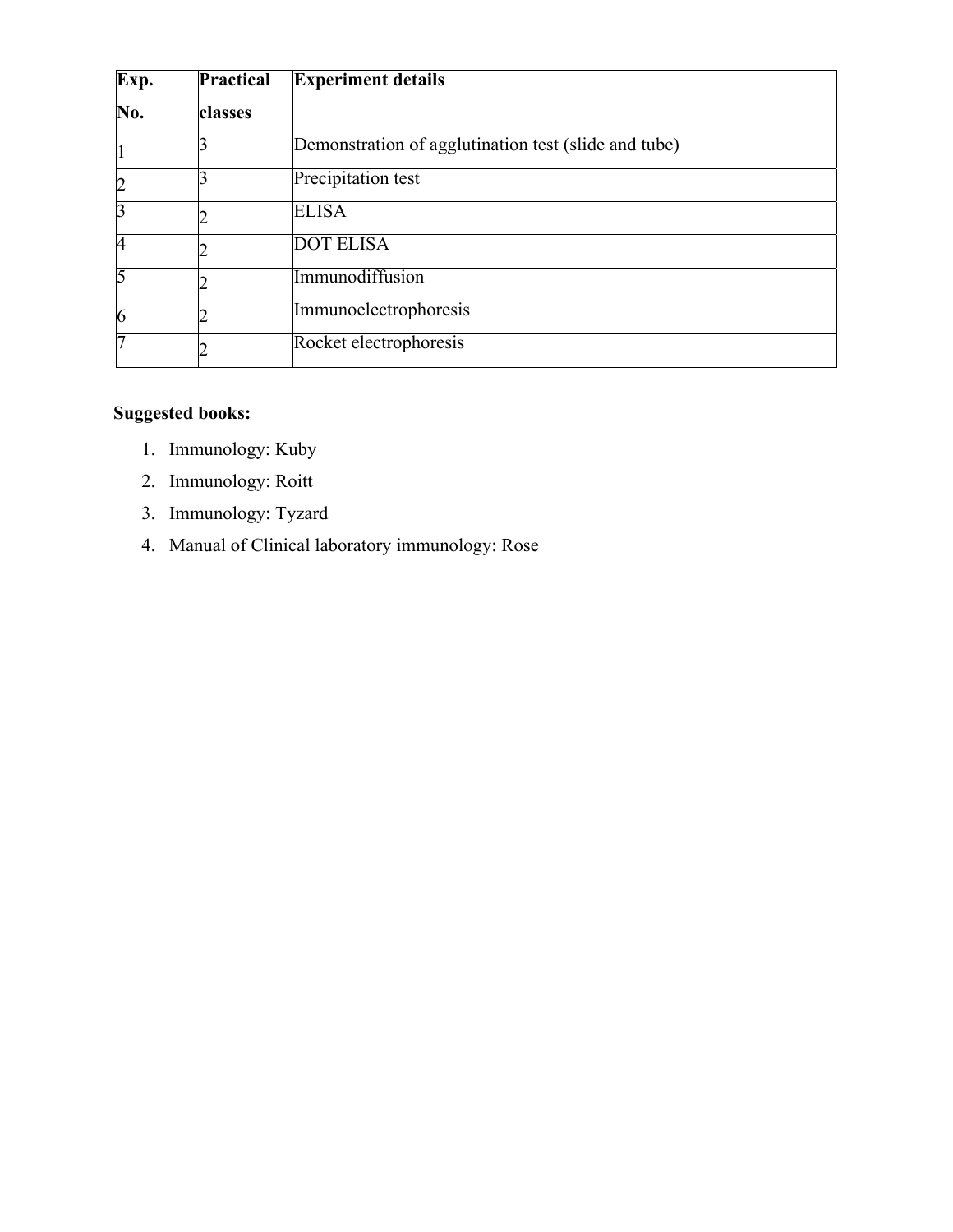| Exp. No. | Practical classes | Experiment details |
|---|---|---|
| 1 | 3 | Demonstration of agglutination test (slide and tube) |
| 2 | 3 | Precipitation test |
| 3 | 2 | ELISA |
| 4 | 2 | DOT ELISA |
| 5 | 2 | Immunodiffusion |
| 6 | 2 | Immunoelectrophoresis |
| 7 | 2 | Rocket electrophoresis |

**Suggested books:**

1. Immunology: Kuby
2. Immunology: Roitt
3. Immunology: Tyzard
4. Manual of Clinical laboratory immunology: Rose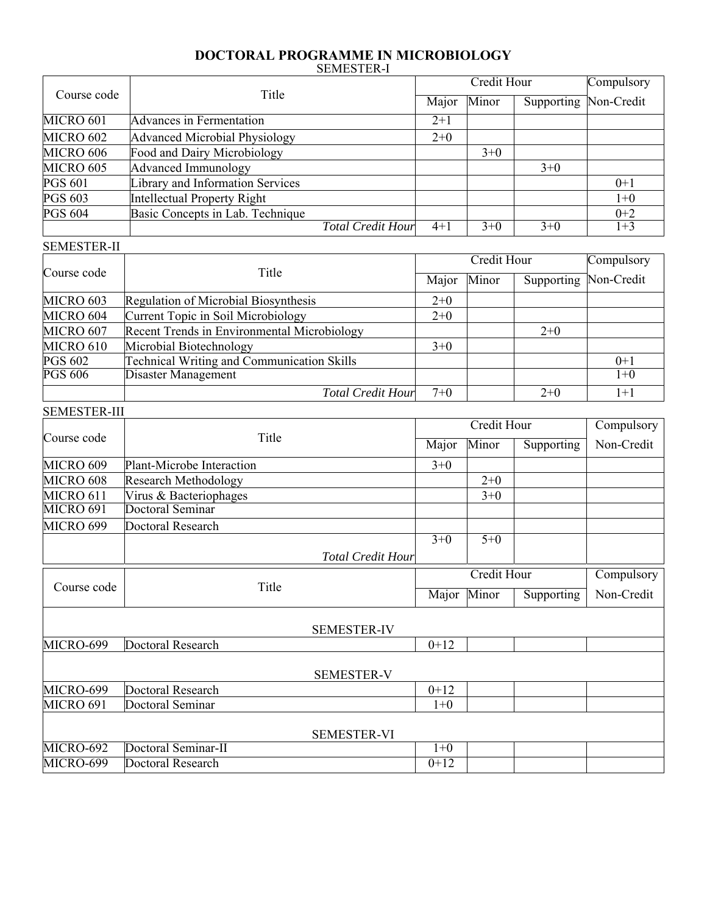# DOCTORAL PROGRAMME IN MICROBIOLOGY

SEMESTER-I

| Course code | Title | Credit Hour | | | Compulsory |
|---|---|---|---|---|---|
| | | Major | Minor | Supporting | Non-Credit |
| MICRO 601 | Advances in Fermentation | 2+1 | | | |
| MICRO 602 | Advanced Microbial Physiology | 2+0 | | | |
| MICRO 606 | Food and Dairy Microbiology | | 3+0 | | |
| MICRO 605 | Advanced Immunology | | | 3+0 | |
| PGS 601 | Library and Information Services | | | | 0+1 |
| PGS 603 | Intellectual Property Right | | | | 1+0 |
| PGS 604 | Basic Concepts in Lab. Technique | | | | 0+2 |
| | *Total Credit Hour* | 4+1 | 3+0 | 3+0 | 1+3 |

SEMESTER-II

| Course code | Title | Credit Hour | | | Compulsory |
|---|---|---|---|---|---|
| | | Major | Minor | Supporting | Non-Credit |
| MICRO 603 | Regulation of Microbial Biosynthesis | 2+0 | | | |
| MICRO 604 | Current Topic in Soil Microbiology | 2+0 | | | |
| MICRO 607 | Recent Trends in Environmental Microbiology | | | 2+0 | |
| MICRO 610 | Microbial Biotechnology | 3+0 | | | |
| PGS 602 | Technical Writing and Communication Skills | | | | 0+1 |
| PGS 606 | Disaster Management | | | | 1+0 |
| | *Total Credit Hour* | 7+0 | | 2+0 | 1+1 |

SEMESTER-III

| Course code | Title | Credit Hour | | | Compulsory |
|---|---|---|---|---|---|
| | | Major | Minor | Supporting | Non-Credit |
| MICRO 609 | Plant-Microbe Interaction | 3+0 | | | |
| MICRO 608 | Research Methodology | | 2+0 | | |
| MICRO 611 | Virus & Bacteriophages | | 3+0 | | |
| MICRO 691 | Doctoral Seminar | | | | |
| MICRO 699 | Doctoral Research | | | | |
| | *Total Credit Hour* | 3+0 | 5+0 | | |

| Course code | Title | Credit Hour | | | Compulsory |
|---|---|---|---|---|---|
| | | Major | Minor | Supporting | Non-Credit |
| | SEMESTER-IV | | | | |
| MICRO-699 | Doctoral Research | 0+12 | | | |
| | SEMESTER-V | | | | |
| MICRO-699 | Doctoral Research | 0+12 | | | |
| MICRO 691 | Doctoral Seminar | 1+0 | | | |
| | SEMESTER-VI | | | | |
| MICRO-692 | Doctoral Seminar-II | 1+0 | | | |
| MICRO-699 | Doctoral Research | 0+12 | | | |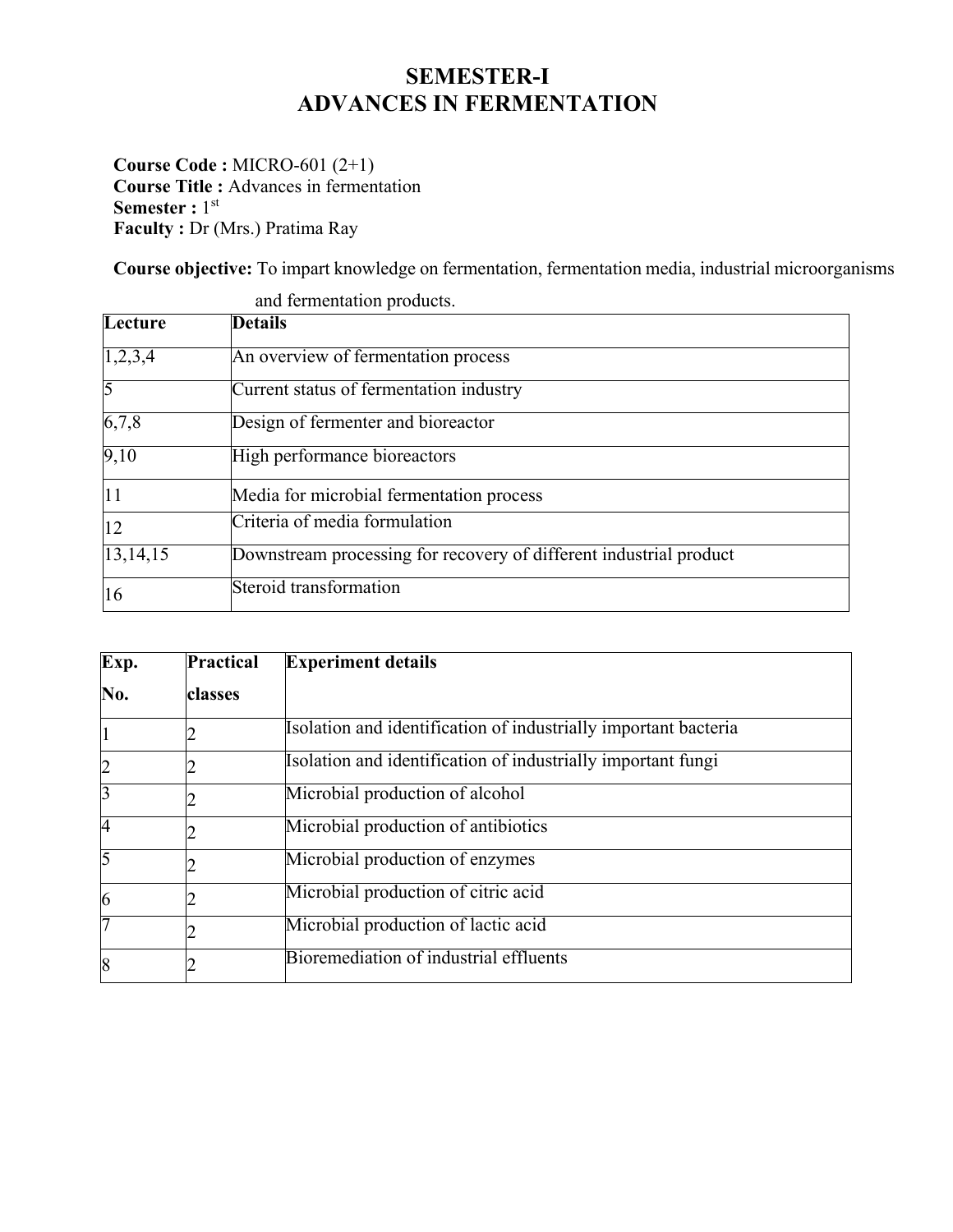# SEMESTER-I
# ADVANCES IN FERMENTATION

**Course Code :** MICRO-601 (2+1)
**Course Title :** Advances in fermentation
**Semester :** 1st
**Faculty :** Dr (Mrs.) Pratima Ray

**Course objective:** To impart knowledge on fermentation, fermentation media, industrial microorganisms and fermentation products.

| Lecture | Details |
|---|---|
| 1,2,3,4 | An overview of fermentation process |
| 5 | Current status of fermentation industry |
| 6,7,8 | Design of fermenter and bioreactor |
| 9,10 | High performance bioreactors |
| 11 | Media for microbial fermentation process |
| 12 | Criteria of media formulation |
| 13,14,15 | Downstream processing for recovery of different industrial product |
| 16 | Steroid transformation |

| Exp. No. | Practical classes | Experiment details |
|---|---|---|
| 1 | 2 | Isolation and identification of industrially important bacteria |
| 2 | 2 | Isolation and identification of industrially important fungi |
| 3 | 2 | Microbial production of alcohol |
| 4 | 2 | Microbial production of antibiotics |
| 5 | 2 | Microbial production of enzymes |
| 6 | 2 | Microbial production of citric acid |
| 7 | 2 | Microbial production of lactic acid |
| 8 | 2 | Bioremediation of industrial effluents |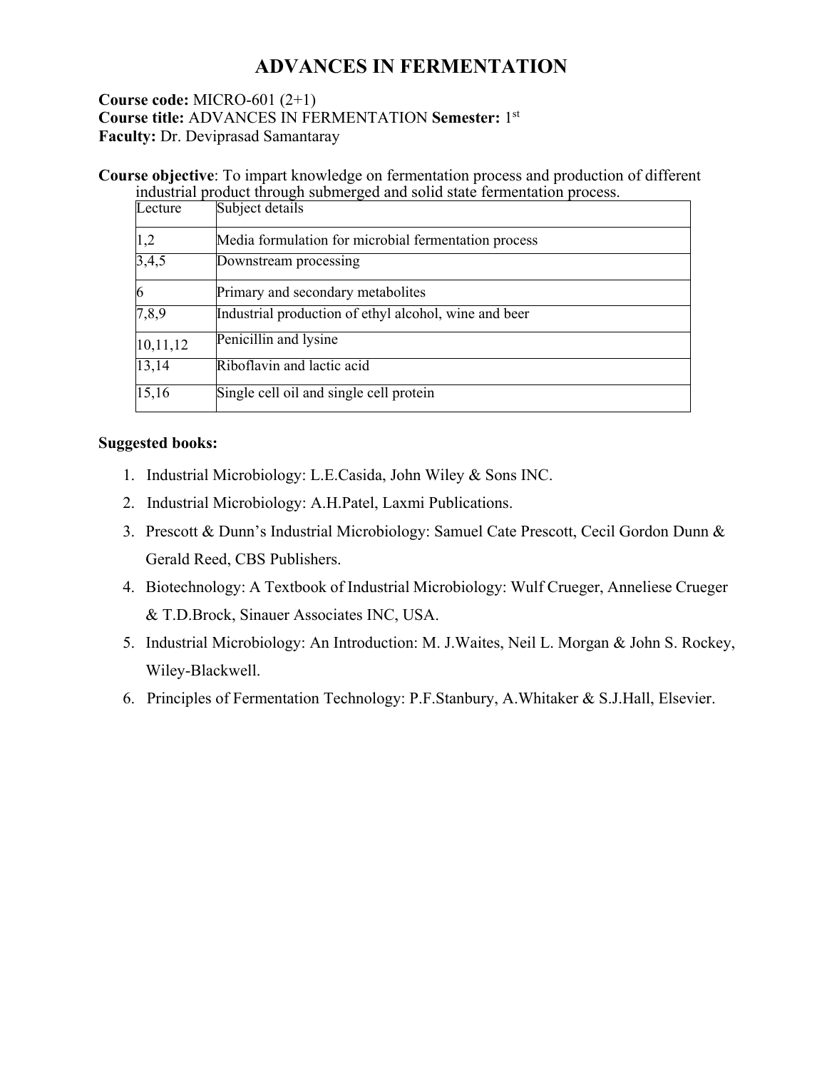# ADVANCES IN FERMENTATION

**Course code:** MICRO-601 (2+1)
**Course title:** ADVANCES IN FERMENTATION **Semester:** 1st
**Faculty:** Dr. Deviprasad Samantaray

**Course objective**: To impart knowledge on fermentation process and production of different industrial product through submerged and solid state fermentation process.

| Lecture | Subject details |
|---|---|
| 1,2 | Media formulation for microbial fermentation process |
| 3,4,5 | Downstream processing |
| 6 | Primary and secondary metabolites |
| 7,8,9 | Industrial production of ethyl alcohol, wine and beer |
| 10,11,12 | Penicillin and lysine |
| 13,14 | Riboflavin and lactic acid |
| 15,16 | Single cell oil and single cell protein |

**Suggested books:**

1. Industrial Microbiology: L.E.Casida, John Wiley & Sons INC.
2. Industrial Microbiology: A.H.Patel, Laxmi Publications.
3. Prescott & Dunn's Industrial Microbiology: Samuel Cate Prescott, Cecil Gordon Dunn & Gerald Reed, CBS Publishers.
4. Biotechnology: A Textbook of Industrial Microbiology: Wulf Crueger, Anneliese Crueger & T.D.Brock, Sinauer Associates INC, USA.
5. Industrial Microbiology: An Introduction: M. J.Waites, Neil L. Morgan & John S. Rockey, Wiley-Blackwell.
6. Principles of Fermentation Technology: P.F.Stanbury, A.Whitaker & S.J.Hall, Elsevier.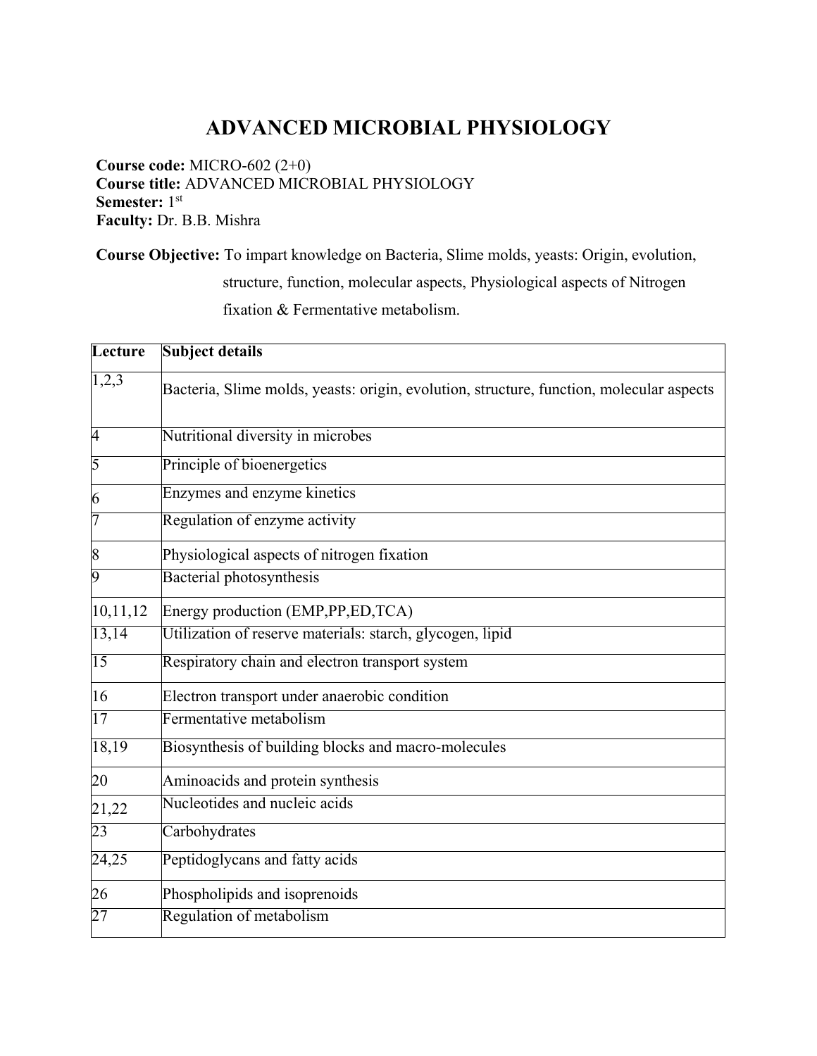# ADVANCED MICROBIAL PHYSIOLOGY

**Course code:** MICRO-602 (2+0)
**Course title:** ADVANCED MICROBIAL PHYSIOLOGY
**Semester:** 1st
**Faculty:** Dr. B.B. Mishra

**Course Objective:** To impart knowledge on Bacteria, Slime molds, yeasts: Origin, evolution, structure, function, molecular aspects, Physiological aspects of Nitrogen fixation & Fermentative metabolism.

| Lecture | Subject details |
|---|---|
| 1,2,3 | Bacteria, Slime molds, yeasts: origin, evolution, structure, function, molecular aspects |
| 4 | Nutritional diversity in microbes |
| 5 | Principle of bioenergetics |
| 6 | Enzymes and enzyme kinetics |
| 7 | Regulation of enzyme activity |
| 8 | Physiological aspects of nitrogen fixation |
| 9 | Bacterial photosynthesis |
| 10,11,12 | Energy production (EMP,PP,ED,TCA) |
| 13,14 | Utilization of reserve materials: starch, glycogen, lipid |
| 15 | Respiratory chain and electron transport system |
| 16 | Electron transport under anaerobic condition |
| 17 | Fermentative metabolism |
| 18,19 | Biosynthesis of building blocks and macro-molecules |
| 20 | Aminoacids and protein synthesis |
| 21,22 | Nucleotides and nucleic acids |
| 23 | Carbohydrates |
| 24,25 | Peptidoglycans and fatty acids |
| 26 | Phospholipids and isoprenoids |
| 27 | Regulation of metabolism |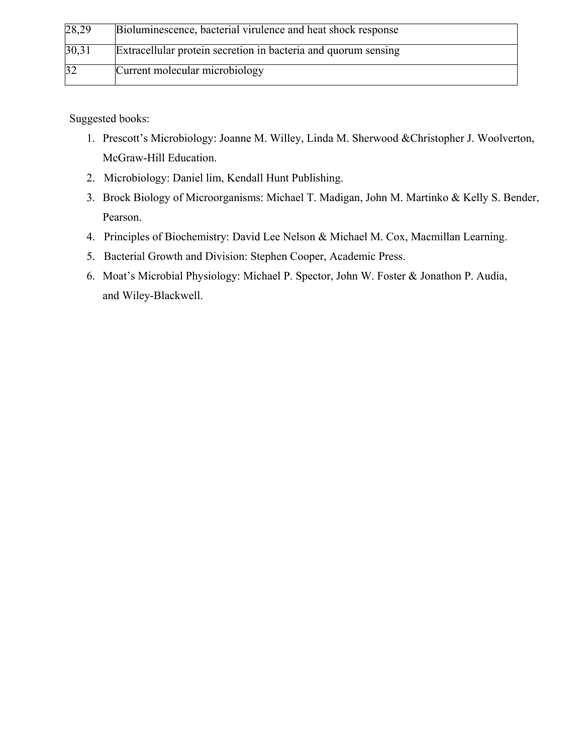| | |
|---|---|
| 28,29 | Bioluminescence, bacterial virulence and heat shock response |
| 30,31 | Extracellular protein secretion in bacteria and quorum sensing |
| 32 | Current molecular microbiology |

Suggested books:

1. Prescott's Microbiology: Joanne M. Willey, Linda M. Sherwood &Christopher J. Woolverton, McGraw-Hill Education.
2. Microbiology: Daniel lim, Kendall Hunt Publishing.
3. Brock Biology of Microorganisms: Michael T. Madigan, John M. Martinko & Kelly S. Bender, Pearson.
4. Principles of Biochemistry: David Lee Nelson & Michael M. Cox, Macmillan Learning.
5. Bacterial Growth and Division: Stephen Cooper, Academic Press.
6. Moat's Microbial Physiology: Michael P. Spector, John W. Foster & Jonathon P. Audia, and Wiley-Blackwell.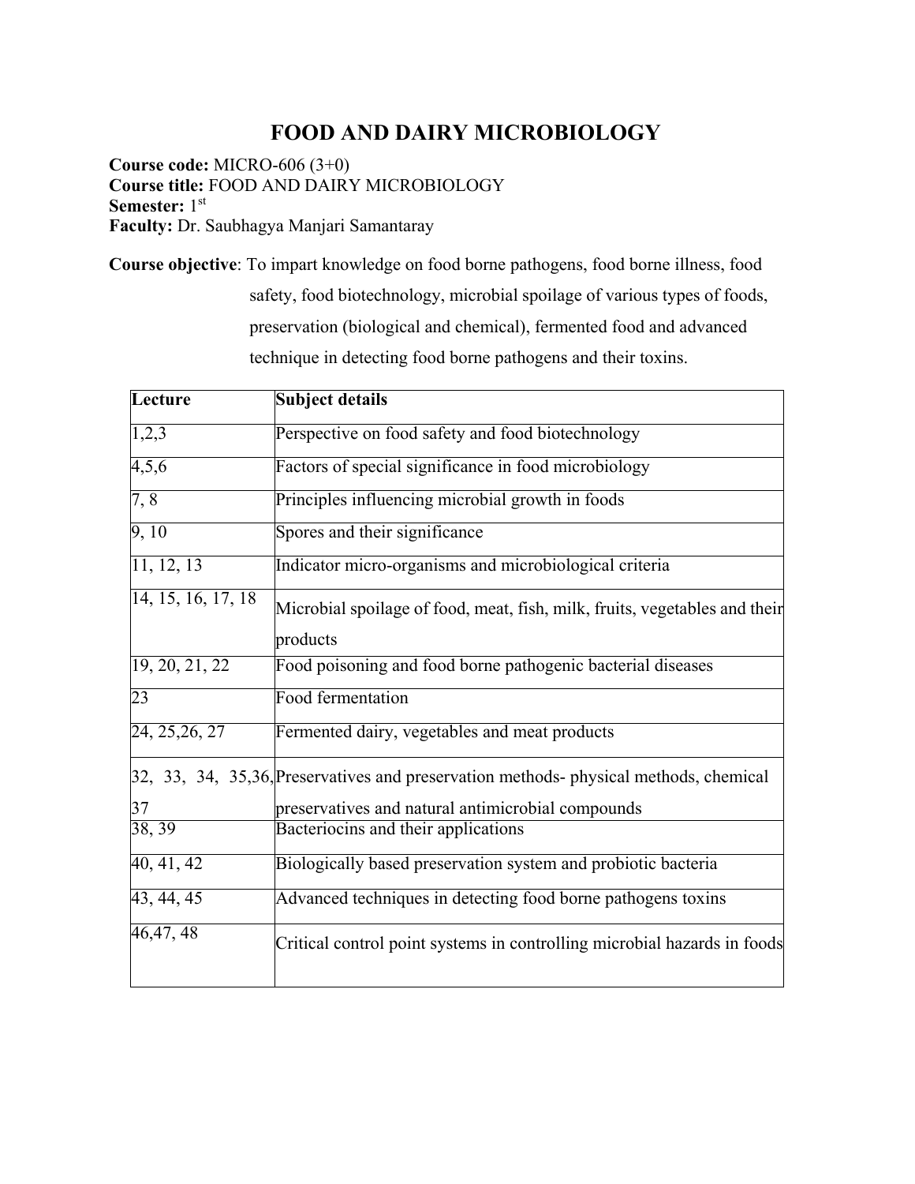# FOOD AND DAIRY MICROBIOLOGY

**Course code:** MICRO-606 (3+0)
**Course title:** FOOD AND DAIRY MICROBIOLOGY
**Semester:** 1st
**Faculty:** Dr. Saubhagya Manjari Samantaray

**Course objective**: To impart knowledge on food borne pathogens, food borne illness, food safety, food biotechnology, microbial spoilage of various types of foods, preservation (biological and chemical), fermented food and advanced technique in detecting food borne pathogens and their toxins.

| Lecture | Subject details |
|---|---|
| 1,2,3 | Perspective on food safety and food biotechnology |
| 4,5,6 | Factors of special significance in food microbiology |
| 7, 8 | Principles influencing microbial growth in foods |
| 9, 10 | Spores and their significance |
| 11, 12, 13 | Indicator micro-organisms and microbiological criteria |
| 14, 15, 16, 17, 18 | Microbial spoilage of food, meat, fish, milk, fruits, vegetables and their products |
| 19, 20, 21, 22 | Food poisoning and food borne pathogenic bacterial diseases |
| 23 | Food fermentation |
| 24, 25,26, 27 | Fermented dairy, vegetables and meat products |
| 32, 33, 34, 35,36, 37 | Preservatives and preservation methods- physical methods, chemical preservatives and natural antimicrobial compounds |
| 38, 39 | Bacteriocins and their applications |
| 40, 41, 42 | Biologically based preservation system and probiotic bacteria |
| 43, 44, 45 | Advanced techniques in detecting food borne pathogens toxins |
| 46,47, 48 | Critical control point systems in controlling microbial hazards in foods |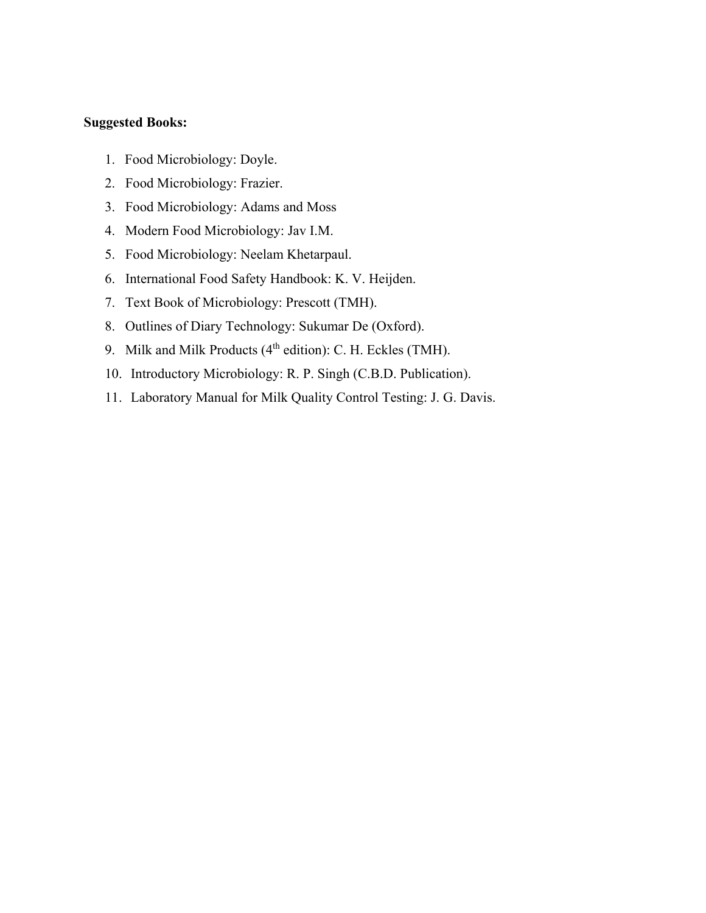**Suggested Books:**

1. Food Microbiology: Doyle.
2. Food Microbiology: Frazier.
3. Food Microbiology: Adams and Moss
4. Modern Food Microbiology: Jav I.M.
5. Food Microbiology: Neelam Khetarpaul.
6. International Food Safety Handbook: K. V. Heijden.
7. Text Book of Microbiology: Prescott (TMH).
8. Outlines of Diary Technology: Sukumar De (Oxford).
9. Milk and Milk Products (4th edition): C. H. Eckles (TMH).
10. Introductory Microbiology: R. P. Singh (C.B.D. Publication).
11. Laboratory Manual for Milk Quality Control Testing: J. G. Davis.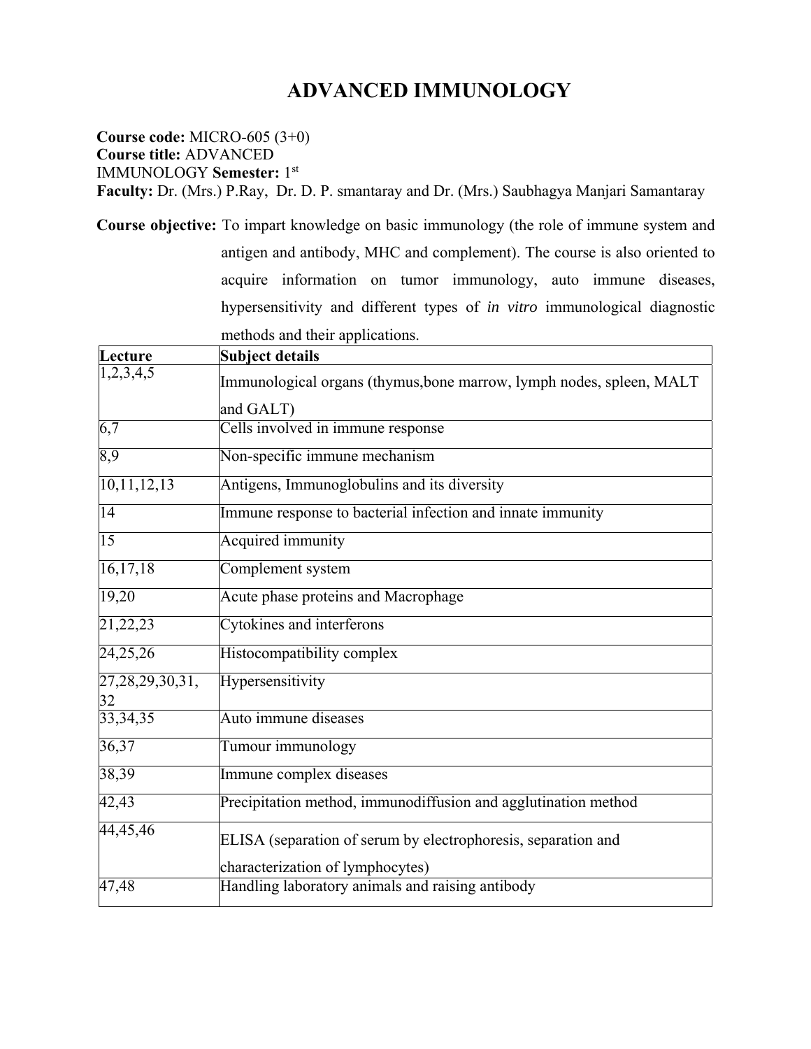# ADVANCED IMMUNOLOGY

**Course code:** MICRO-605 (3+0)
**Course title:** ADVANCED IMMUNOLOGY **Semester:** 1st
**Faculty:** Dr. (Mrs.) P.Ray, Dr. D. P. smantaray and Dr. (Mrs.) Saubhagya Manjari Samantaray

**Course objective:** To impart knowledge on basic immunology (the role of immune system and antigen and antibody, MHC and complement). The course is also oriented to acquire information on tumor immunology, auto immune diseases, hypersensitivity and different types of *in vitro* immunological diagnostic methods and their applications.

| Lecture | Subject details |
|---|---|
| 1,2,3,4,5 | Immunological organs (thymus,bone marrow, lymph nodes, spleen, MALT and GALT) |
| 6,7 | Cells involved in immune response |
| 8,9 | Non-specific immune mechanism |
| 10,11,12,13 | Antigens, Immunoglobulins and its diversity |
| 14 | Immune response to bacterial infection and innate immunity |
| 15 | Acquired immunity |
| 16,17,18 | Complement system |
| 19,20 | Acute phase proteins and Macrophage |
| 21,22,23 | Cytokines and interferons |
| 24,25,26 | Histocompatibility complex |
| 27,28,29,30,31, 32 | Hypersensitivity |
| 33,34,35 | Auto immune diseases |
| 36,37 | Tumour immunology |
| 38,39 | Immune complex diseases |
| 42,43 | Precipitation method, immunodiffusion and agglutination method |
| 44,45,46 | ELISA (separation of serum by electrophoresis, separation and characterization of lymphocytes) |
| 47,48 | Handling laboratory animals and raising antibody |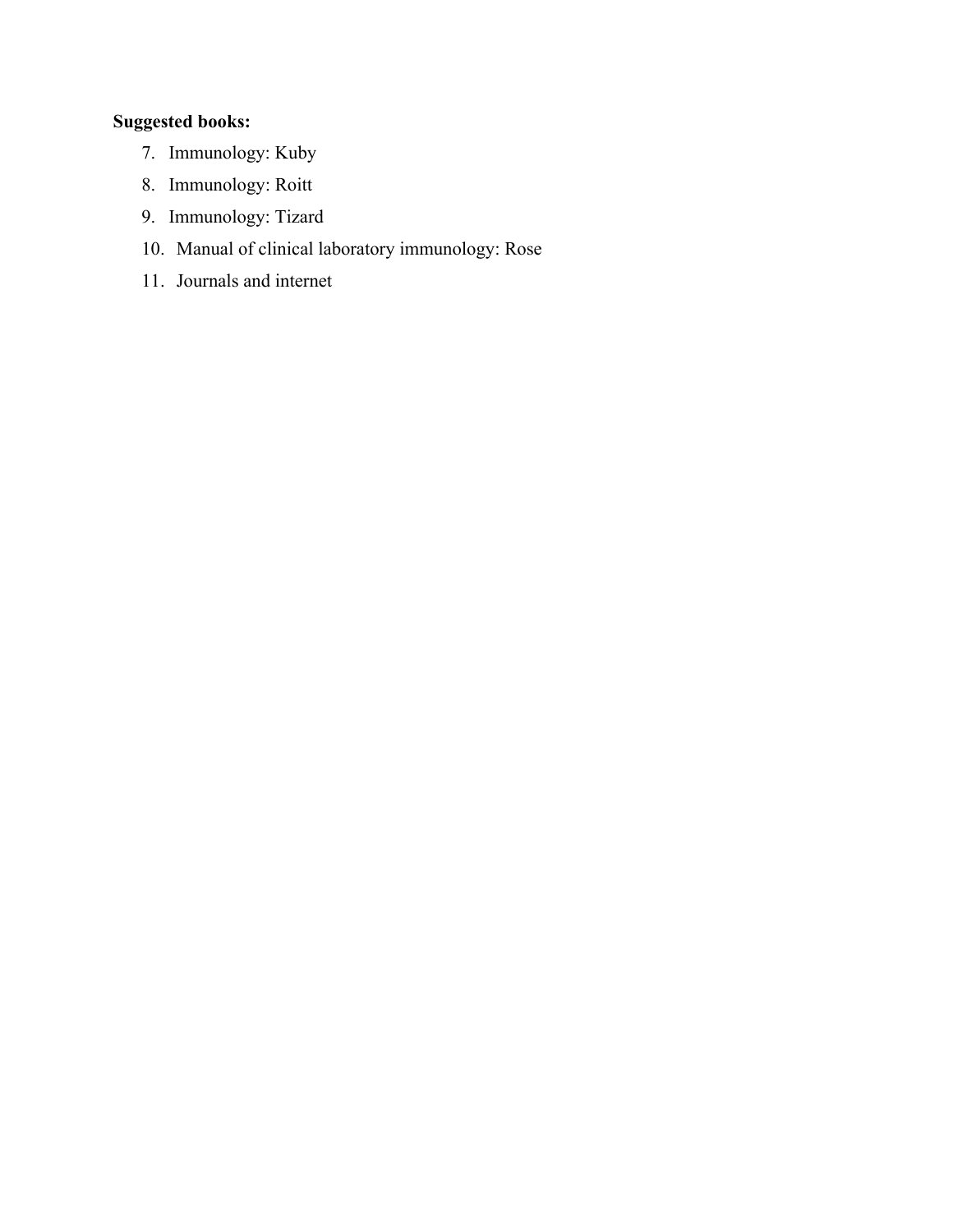**Suggested books:**

7. Immunology: Kuby
8. Immunology: Roitt
9. Immunology: Tizard
10. Manual of clinical laboratory immunology: Rose
11. Journals and internet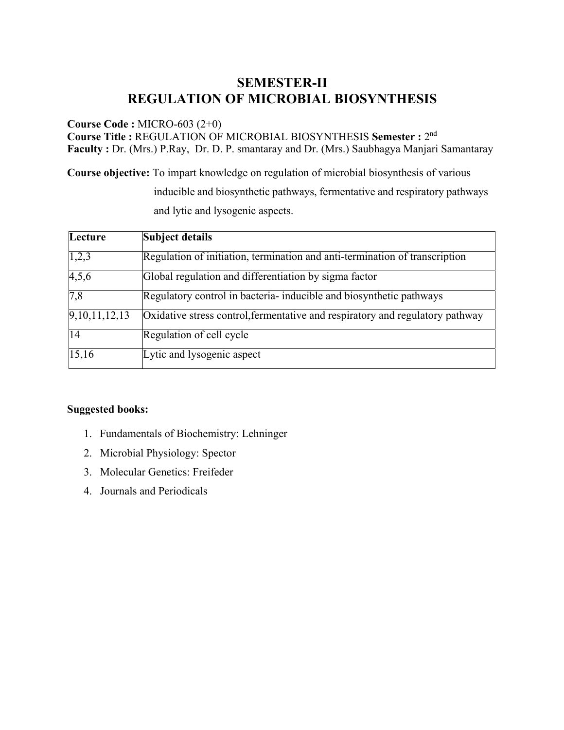# SEMESTER-II
# REGULATION OF MICROBIAL BIOSYNTHESIS

**Course Code :** MICRO-603 (2+0)
**Course Title :** REGULATION OF MICROBIAL BIOSYNTHESIS **Semester :** 2nd
**Faculty :** Dr. (Mrs.) P.Ray, Dr. D. P. smantaray and Dr. (Mrs.) Saubhagya Manjari Samantaray

**Course objective:** To impart knowledge on regulation of microbial biosynthesis of various inducible and biosynthetic pathways, fermentative and respiratory pathways and lytic and lysogenic aspects.

| Lecture | Subject details |
|---|---|
| 1,2,3 | Regulation of initiation, termination and anti-termination of transcription |
| 4,5,6 | Global regulation and differentiation by sigma factor |
| 7,8 | Regulatory control in bacteria- inducible and biosynthetic pathways |
| 9,10,11,12,13 | Oxidative stress control,fermentative and respiratory and regulatory pathway |
| 14 | Regulation of cell cycle |
| 15,16 | Lytic and lysogenic aspect |

**Suggested books:**

1. Fundamentals of Biochemistry: Lehninger
2. Microbial Physiology: Spector
3. Molecular Genetics: Freifeder
4. Journals and Periodicals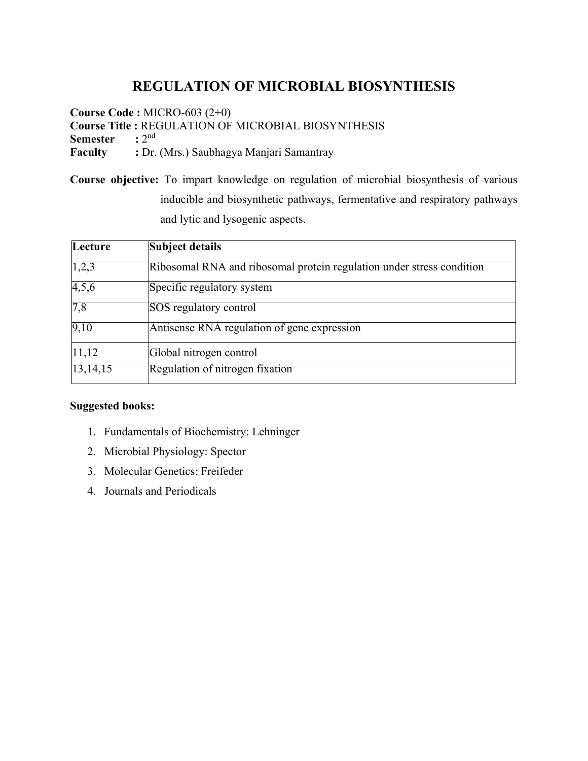# REGULATION OF MICROBIAL BIOSYNTHESIS

**Course Code :** MICRO-603 (2+0)
**Course Title :** REGULATION OF MICROBIAL BIOSYNTHESIS
**Semester :** 2nd
**Faculty :** Dr. (Mrs.) Saubhagya Manjari Samantray

**Course objective:** To impart knowledge on regulation of microbial biosynthesis of various inducible and biosynthetic pathways, fermentative and respiratory pathways and lytic and lysogenic aspects.

| Lecture | Subject details |
|---|---|
| 1,2,3 | Ribosomal RNA and ribosomal protein regulation under stress condition |
| 4,5,6 | Specific regulatory system |
| 7,8 | SOS regulatory control |
| 9,10 | Antisense RNA regulation of gene expression |
| 11,12 | Global nitrogen control |
| 13,14,15 | Regulation of nitrogen fixation |

**Suggested books:**

1. Fundamentals of Biochemistry: Lehninger
2. Microbial Physiology: Spector
3. Molecular Genetics: Freifeder
4. Journals and Periodicals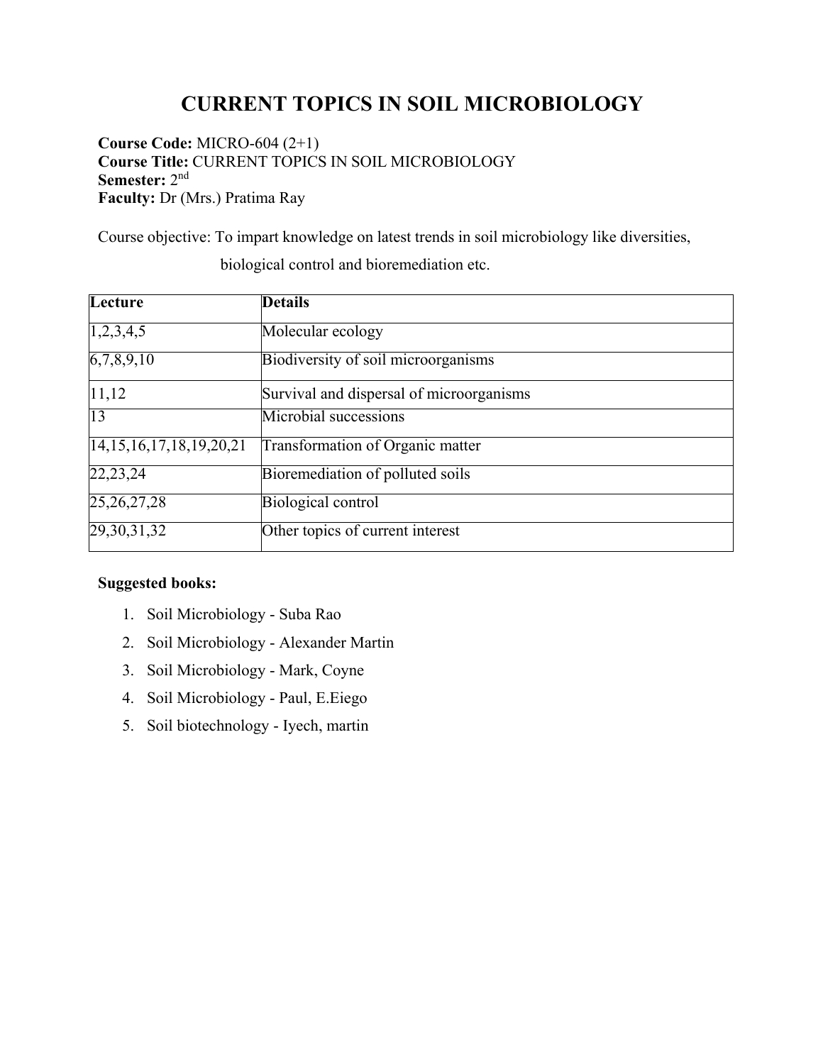# CURRENT TOPICS IN SOIL MICROBIOLOGY

**Course Code:** MICRO-604 (2+1)
**Course Title:** CURRENT TOPICS IN SOIL MICROBIOLOGY
**Semester:** 2nd
**Faculty:** Dr (Mrs.) Pratima Ray

Course objective: To impart knowledge on latest trends in soil microbiology like diversities, biological control and bioremediation etc.

| Lecture | Details |
|---|---|
| 1,2,3,4,5 | Molecular ecology |
| 6,7,8,9,10 | Biodiversity of soil microorganisms |
| 11,12 | Survival and dispersal of microorganisms |
| 13 | Microbial successions |
| 14,15,16,17,18,19,20,21 | Transformation of Organic matter |
| 22,23,24 | Bioremediation of polluted soils |
| 25,26,27,28 | Biological control |
| 29,30,31,32 | Other topics of current interest |

**Suggested books:**

1. Soil Microbiology - Suba Rao
2. Soil Microbiology - Alexander Martin
3. Soil Microbiology - Mark, Coyne
4. Soil Microbiology - Paul, E.Eiego
5. Soil biotechnology - Iyech, martin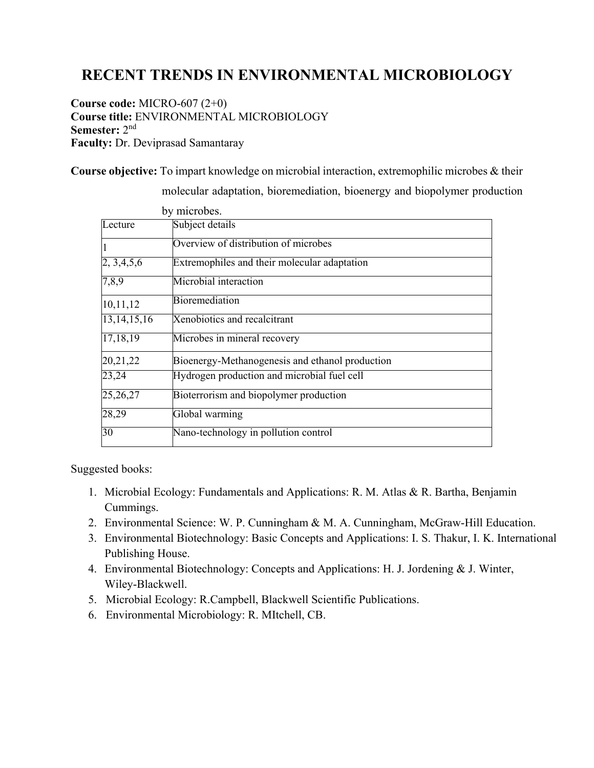# RECENT TRENDS IN ENVIRONMENTAL MICROBIOLOGY

**Course code:** MICRO-607 (2+0)
**Course title:** ENVIRONMENTAL MICROBIOLOGY
**Semester:** 2nd
**Faculty:** Dr. Deviprasad Samantaray

**Course objective:** To impart knowledge on microbial interaction, extremophilic microbes & their molecular adaptation, bioremediation, bioenergy and biopolymer production by microbes.

| Lecture | Subject details |
|---|---|
| 1 | Overview of distribution of microbes |
| 2, 3,4,5,6 | Extremophiles and their molecular adaptation |
| 7,8,9 | Microbial interaction |
| 10,11,12 | Bioremediation |
| 13,14,15,16 | Xenobiotics and recalcitrant |
| 17,18,19 | Microbes in mineral recovery |
| 20,21,22 | Bioenergy-Methanogenesis and ethanol production |
| 23,24 | Hydrogen production and microbial fuel cell |
| 25,26,27 | Bioterrorism and biopolymer production |
| 28,29 | Global warming |
| 30 | Nano-technology in pollution control |

Suggested books:

1. Microbial Ecology: Fundamentals and Applications: R. M. Atlas & R. Bartha, Benjamin Cummings.
2. Environmental Science: W. P. Cunningham & M. A. Cunningham, McGraw-Hill Education.
3. Environmental Biotechnology: Basic Concepts and Applications: I. S. Thakur, I. K. International Publishing House.
4. Environmental Biotechnology: Concepts and Applications: H. J. Jordening & J. Winter, Wiley-Blackwell.
5. Microbial Ecology: R.Campbell, Blackwell Scientific Publications.
6. Environmental Microbiology: R. MItchell, CB.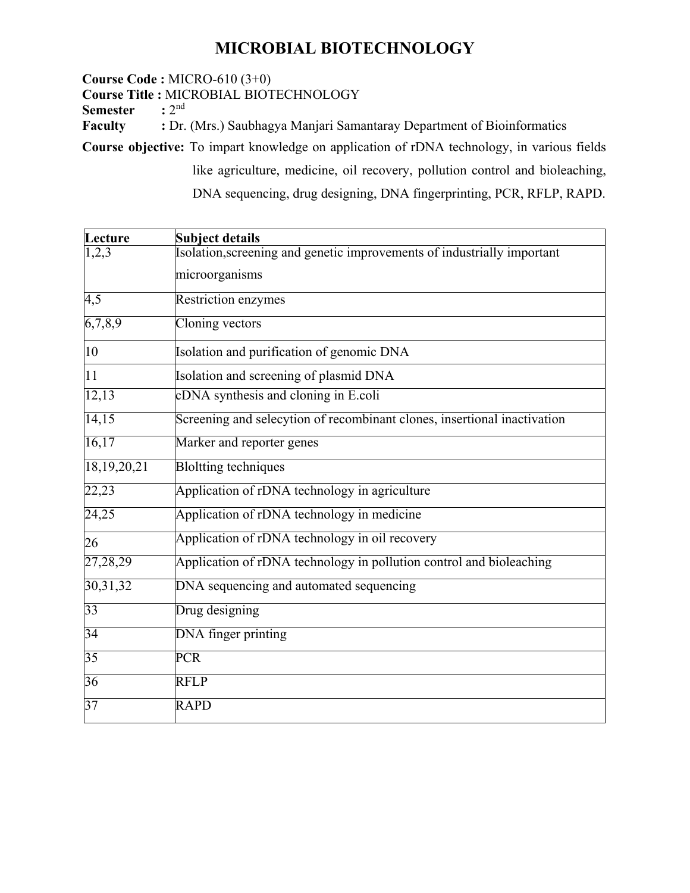# MICROBIAL BIOTECHNOLOGY

**Course Code :** MICRO-610 (3+0)
**Course Title :** MICROBIAL BIOTECHNOLOGY
**Semester :** 2nd
**Faculty :** Dr. (Mrs.) Saubhagya Manjari Samantaray Department of Bioinformatics

**Course objective:** To impart knowledge on application of rDNA technology, in various fields like agriculture, medicine, oil recovery, pollution control and bioleaching, DNA sequencing, drug designing, DNA fingerprinting, PCR, RFLP, RAPD.

| Lecture | Subject details |
|---|---|
| 1,2,3 | Isolation,screening and genetic improvements of industrially important microorganisms |
| 4,5 | Restriction enzymes |
| 6,7,8,9 | Cloning vectors |
| 10 | Isolation and purification of genomic DNA |
| 11 | Isolation and screening of plasmid DNA |
| 12,13 | cDNA synthesis and cloning in E.coli |
| 14,15 | Screening and selecytion of recombinant clones, insertional inactivation |
| 16,17 | Marker and reporter genes |
| 18,19,20,21 | Bloltting techniques |
| 22,23 | Application of rDNA technology in agriculture |
| 24,25 | Application of rDNA technology in medicine |
| 26 | Application of rDNA technology in oil recovery |
| 27,28,29 | Application of rDNA technology in pollution control and bioleaching |
| 30,31,32 | DNA sequencing and automated sequencing |
| 33 | Drug designing |
| 34 | DNA finger printing |
| 35 | PCR |
| 36 | RFLP |
| 37 | RAPD |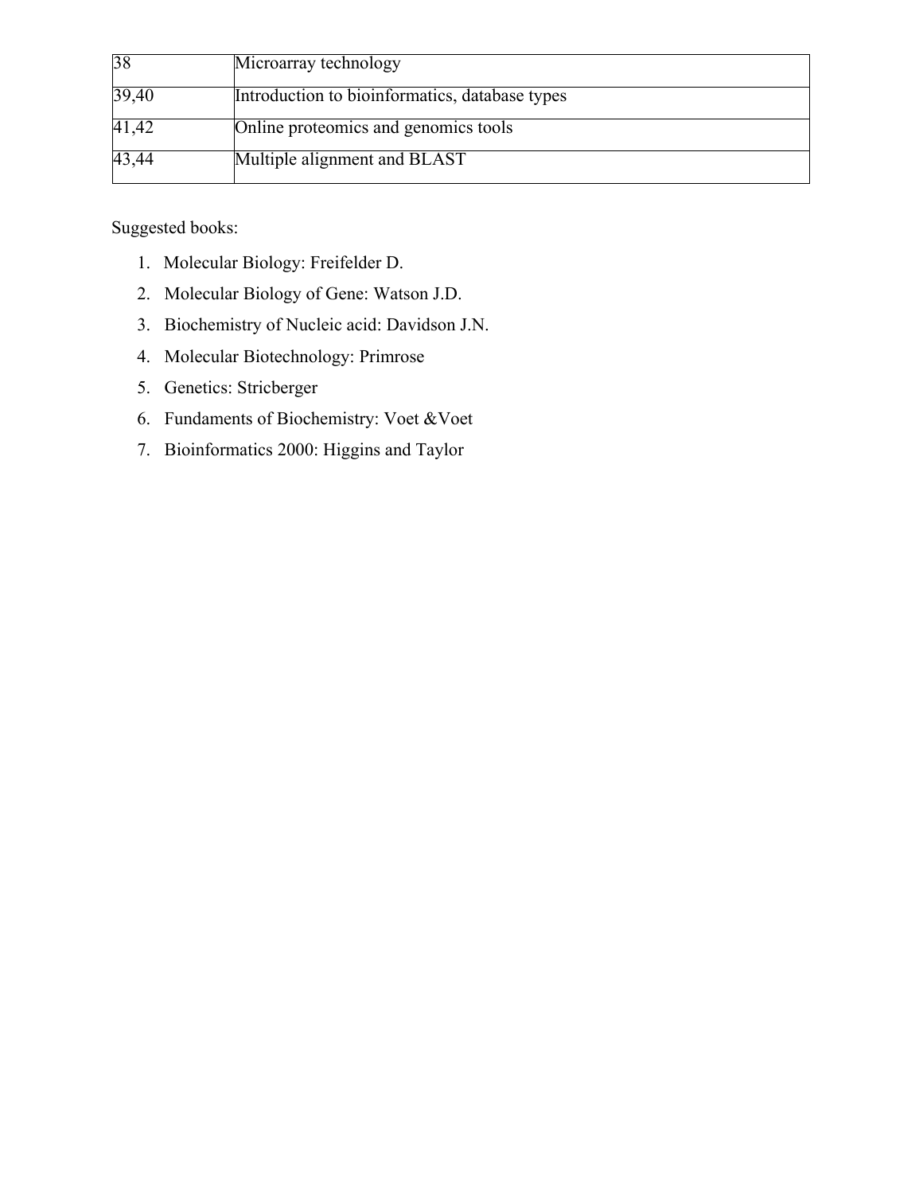| 38 | Microarray technology |
|---|---|
| 39,40 | Introduction to bioinformatics, database types |
| 41,42 | Online proteomics and genomics tools |
| 43,44 | Multiple alignment and BLAST |

Suggested books:

1. Molecular Biology: Freifelder D.
2. Molecular Biology of Gene: Watson J.D.
3. Biochemistry of Nucleic acid: Davidson J.N.
4. Molecular Biotechnology: Primrose
5. Genetics: Stricberger
6. Fundaments of Biochemistry: Voet &Voet
7. Bioinformatics 2000: Higgins and Taylor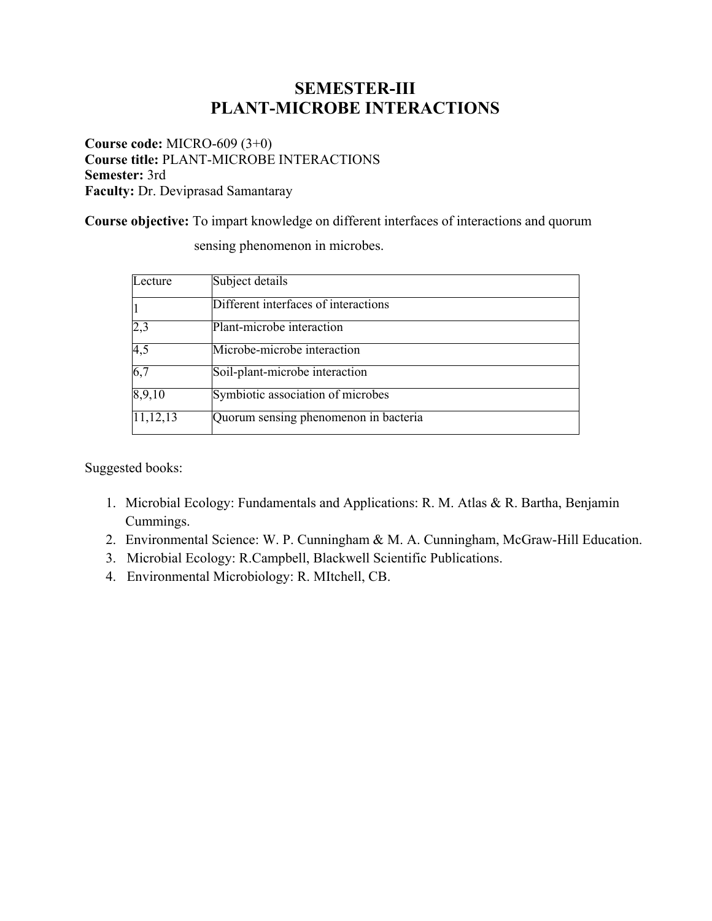# SEMESTER-III
# PLANT-MICROBE INTERACTIONS

**Course code:** MICRO-609 (3+0)
**Course title:** PLANT-MICROBE INTERACTIONS
**Semester:** 3rd
**Faculty:** Dr. Deviprasad Samantaray

**Course objective:** To impart knowledge on different interfaces of interactions and quorum sensing phenomenon in microbes.

| Lecture | Subject details |
|---|---|
| 1 | Different interfaces of interactions |
| 2,3 | Plant-microbe interaction |
| 4,5 | Microbe-microbe interaction |
| 6,7 | Soil-plant-microbe interaction |
| 8,9,10 | Symbiotic association of microbes |
| 11,12,13 | Quorum sensing phenomenon in bacteria |

Suggested books:

1. Microbial Ecology: Fundamentals and Applications: R. M. Atlas & R. Bartha, Benjamin Cummings.
2. Environmental Science: W. P. Cunningham & M. A. Cunningham, McGraw-Hill Education.
3. Microbial Ecology: R.Campbell, Blackwell Scientific Publications.
4. Environmental Microbiology: R. MItchell, CB.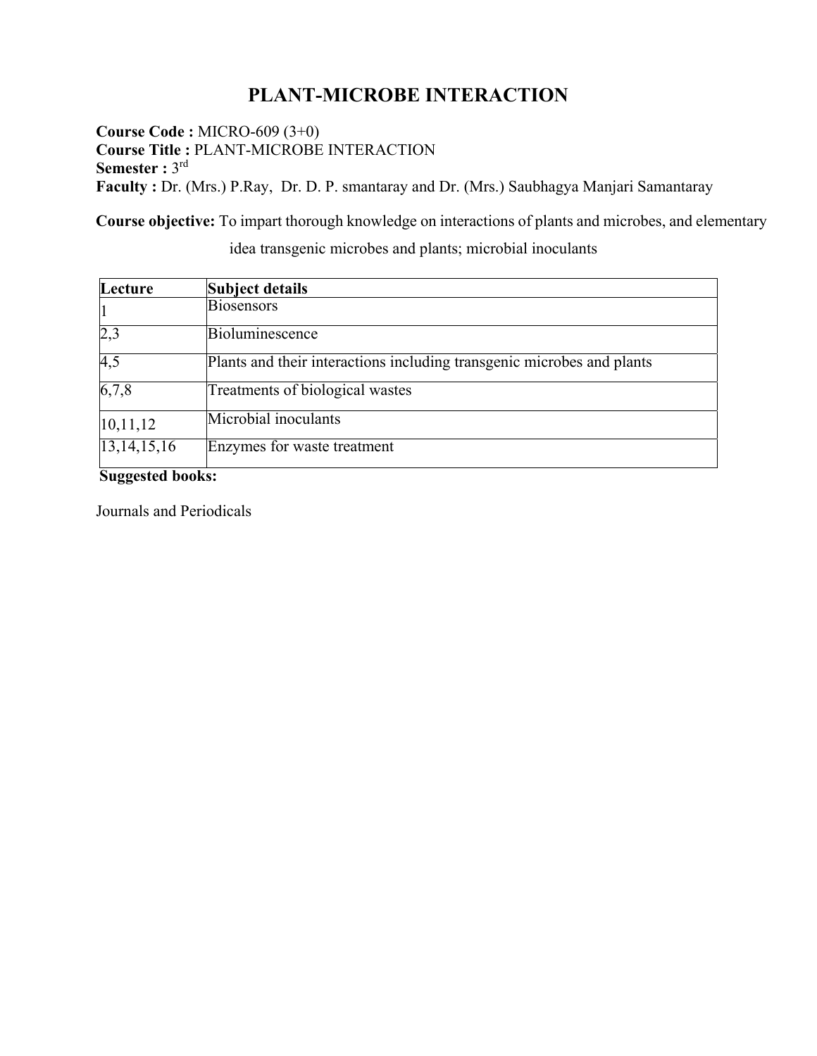# PLANT-MICROBE INTERACTION

**Course Code :** MICRO-609 (3+0)
**Course Title :** PLANT-MICROBE INTERACTION
**Semester :** 3rd
**Faculty :** Dr. (Mrs.) P.Ray, Dr. D. P. smantaray and Dr. (Mrs.) Saubhagya Manjari Samantaray

**Course objective:** To impart thorough knowledge on interactions of plants and microbes, and elementary idea transgenic microbes and plants; microbial inoculants

| Lecture | Subject details |
|---|---|
| 1 | Biosensors |
| 2,3 | Bioluminescence |
| 4,5 | Plants and their interactions including transgenic microbes and plants |
| 6,7,8 | Treatments of biological wastes |
| 10,11,12 | Microbial inoculants |
| 13,14,15,16 | Enzymes for waste treatment |

**Suggested books:**

Journals and Periodicals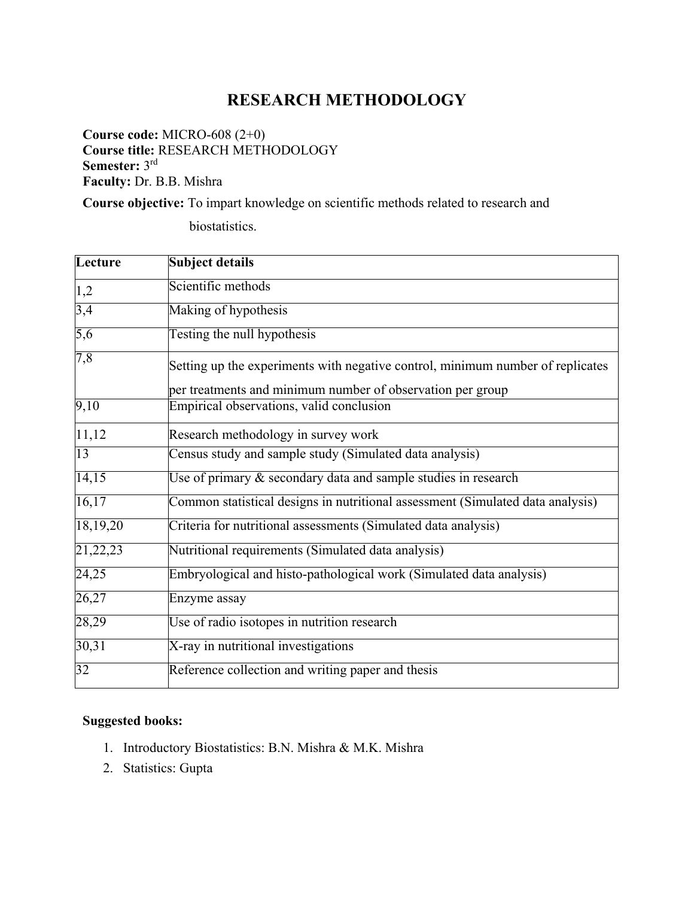# RESEARCH METHODOLOGY

**Course code:** MICRO-608 (2+0)
**Course title:** RESEARCH METHODOLOGY
**Semester:** 3rd
**Faculty:** Dr. B.B. Mishra

**Course objective:** To impart knowledge on scientific methods related to research and biostatistics.

| Lecture | Subject details |
|---|---|
| 1,2 | Scientific methods |
| 3,4 | Making of hypothesis |
| 5,6 | Testing the null hypothesis |
| 7,8 | Setting up the experiments with negative control, minimum number of replicates per treatments and minimum number of observation per group |
| 9,10 | Empirical observations, valid conclusion |
| 11,12 | Research methodology in survey work |
| 13 | Census study and sample study (Simulated data analysis) |
| 14,15 | Use of primary & secondary data and sample studies in research |
| 16,17 | Common statistical designs in nutritional assessment (Simulated data analysis) |
| 18,19,20 | Criteria for nutritional assessments (Simulated data analysis) |
| 21,22,23 | Nutritional requirements (Simulated data analysis) |
| 24,25 | Embryological and histo-pathological work (Simulated data analysis) |
| 26,27 | Enzyme assay |
| 28,29 | Use of radio isotopes in nutrition research |
| 30,31 | X-ray in nutritional investigations |
| 32 | Reference collection and writing paper and thesis |

**Suggested books:**

1. Introductory Biostatistics: B.N. Mishra & M.K. Mishra
2. Statistics: Gupta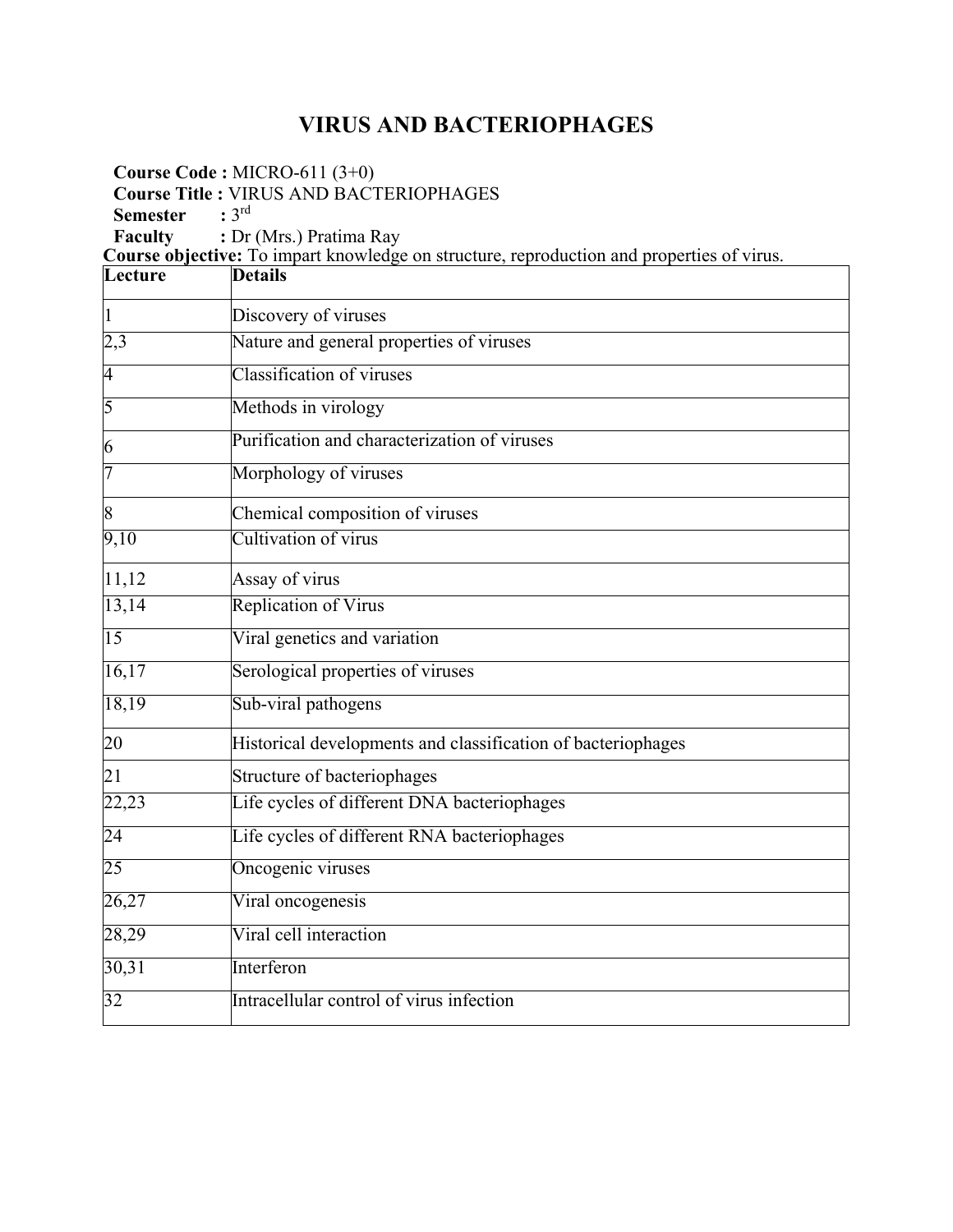# VIRUS AND BACTERIOPHAGES

**Course Code :** MICRO-611 (3+0)
**Course Title :** VIRUS AND BACTERIOPHAGES
**Semester :** 3rd
**Faculty :** Dr (Mrs.) Pratima Ray
**Course objective:** To impart knowledge on structure, reproduction and properties of virus.

| Lecture | Details |
|---|---|
| 1 | Discovery of viruses |
| 2,3 | Nature and general properties of viruses |
| 4 | Classification of viruses |
| 5 | Methods in virology |
| 6 | Purification and characterization of viruses |
| 7 | Morphology of viruses |
| 8 | Chemical composition of viruses |
| 9,10 | Cultivation of virus |
| 11,12 | Assay of virus |
| 13,14 | Replication of Virus |
| 15 | Viral genetics and variation |
| 16,17 | Serological properties of viruses |
| 18,19 | Sub-viral pathogens |
| 20 | Historical developments and classification of bacteriophages |
| 21 | Structure of bacteriophages |
| 22,23 | Life cycles of different DNA bacteriophages |
| 24 | Life cycles of different RNA bacteriophages |
| 25 | Oncogenic viruses |
| 26,27 | Viral oncogenesis |
| 28,29 | Viral cell interaction |
| 30,31 | Interferon |
| 32 | Intracellular control of virus infection |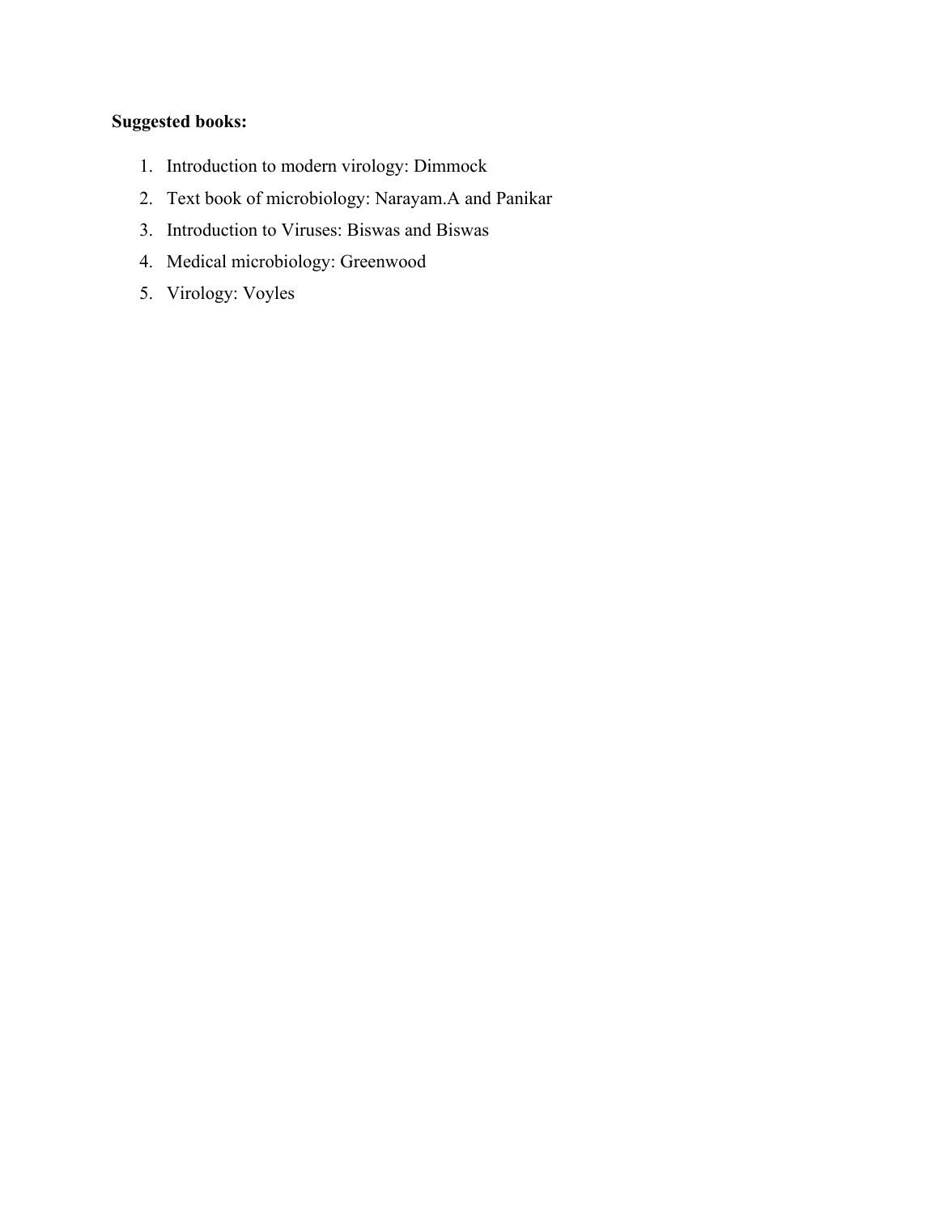**Suggested books:**

1. Introduction to modern virology: Dimmock
2. Text book of microbiology: Narayam.A and Panikar
3. Introduction to Viruses: Biswas and Biswas
4. Medical microbiology: Greenwood
5. Virology: Voyles